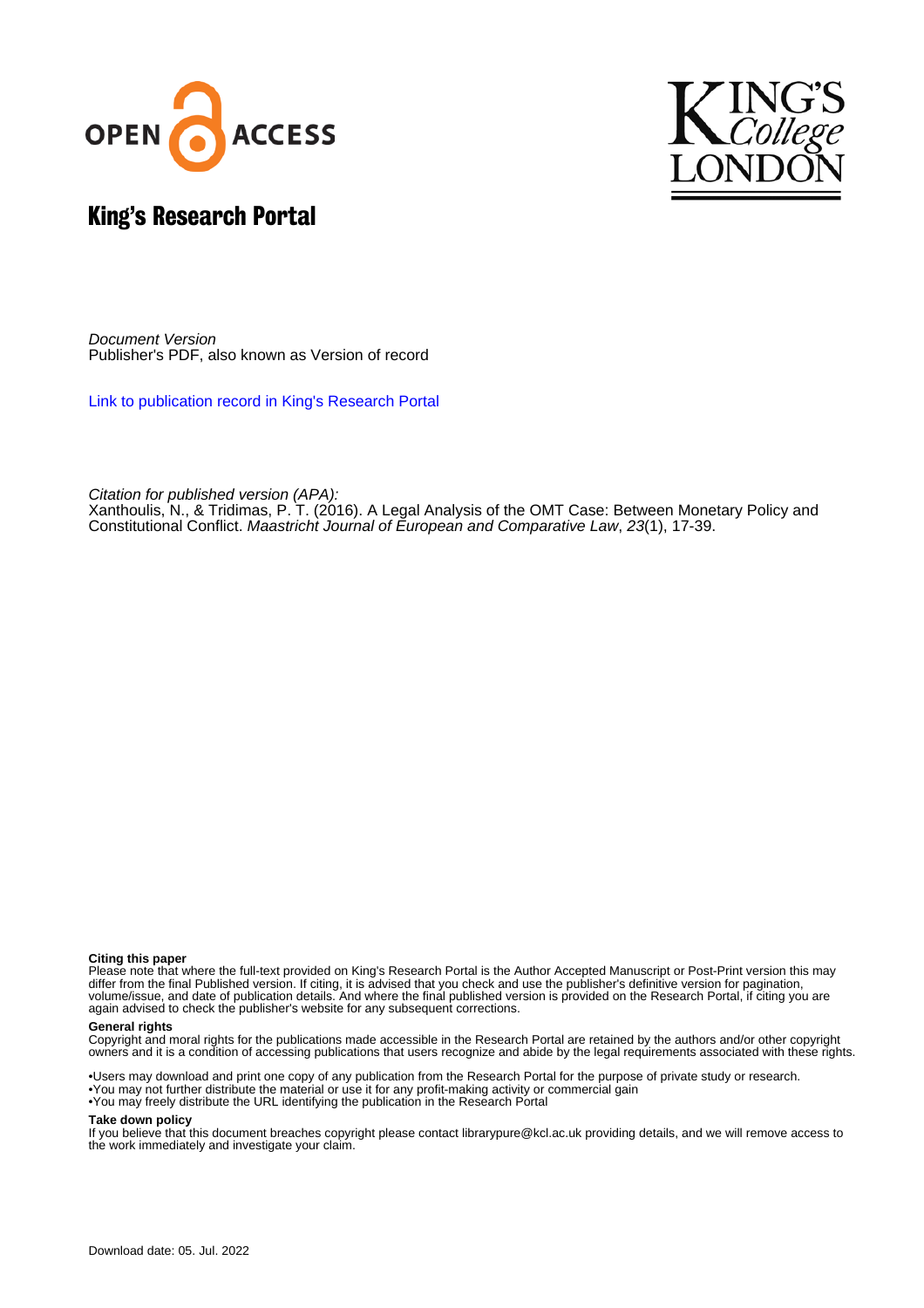# King's Research Portal

*Document Version*
Publisher's PDF, also known as Version of record

Link to publication record in King's Research Portal

*Citation for published version (APA):*
Xanthoulis, N., & Tridimas, P. T. (2016). A Legal Analysis of the OMT Case: Between Monetary Policy and Constitutional Conflict. *Maastricht Journal of European and Comparative Law*, *23*(1), 17-39.

**Citing this paper**
Please note that where the full-text provided on King's Research Portal is the Author Accepted Manuscript or Post-Print version this may differ from the final Published version. If citing, it is advised that you check and use the publisher's definitive version for pagination, volume/issue, and date of publication details. And where the final published version is provided on the Research Portal, if citing you are again advised to check the publisher's website for any subsequent corrections.

**General rights**
Copyright and moral rights for the publications made accessible in the Research Portal are retained by the authors and/or other copyright owners and it is a condition of accessing publications that users recognize and abide by the legal requirements associated with these rights.

•Users may download and print one copy of any publication from the Research Portal for the purpose of private study or research.
•You may not further distribute the material or use it for any profit-making activity or commercial gain
•You may freely distribute the URL identifying the publication in the Research Portal

**Take down policy**
If you believe that this document breaches copyright please contact librarypure@kcl.ac.uk providing details, and we will remove access to the work immediately and investigate your claim.

Download date: 05. Jul. 2022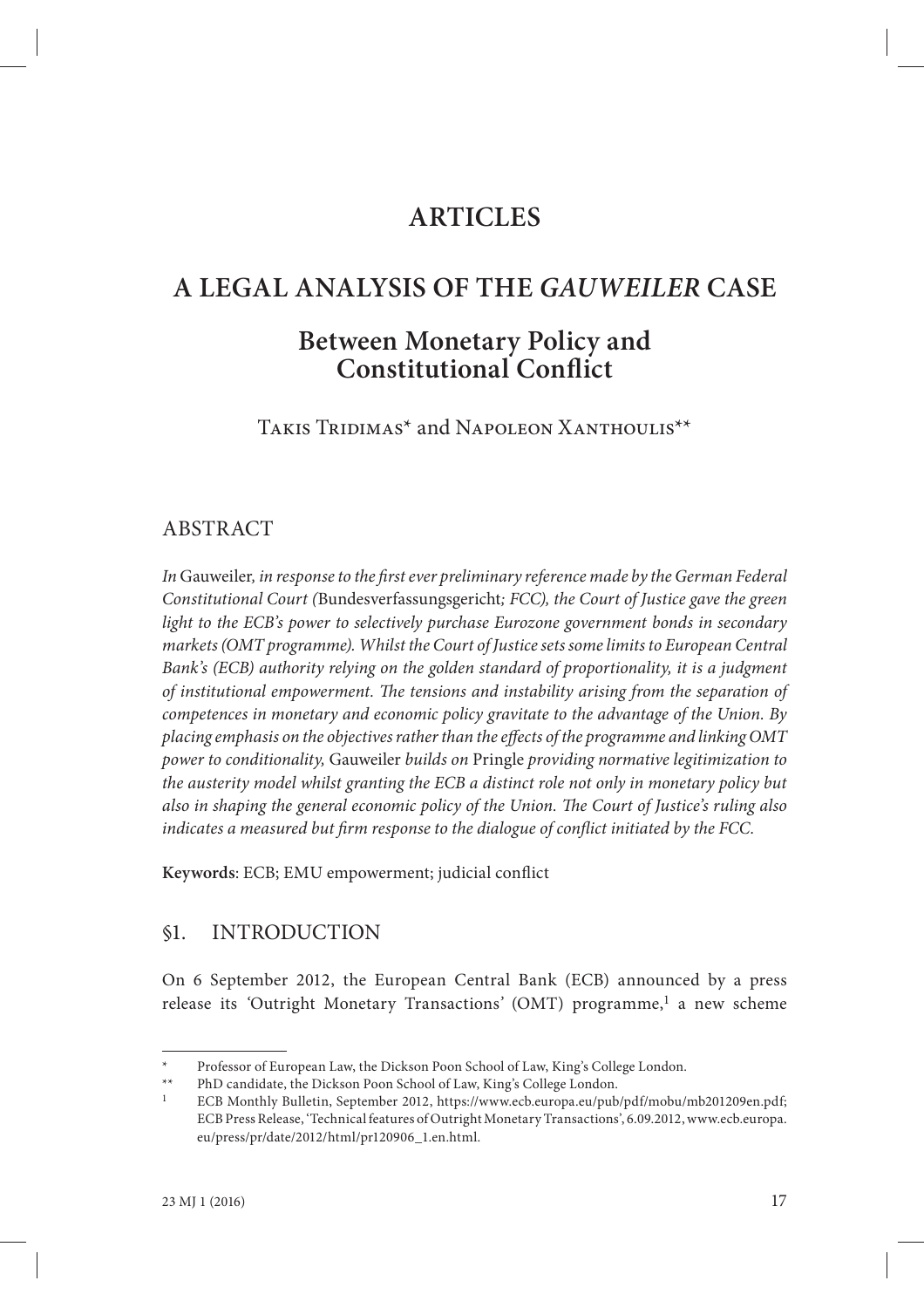# ARTICLES

# A LEGAL ANALYSIS OF THE *GAUWEILER* CASE

## Between Monetary Policy and Constitutional Conflict

Takis Tridimas* and Napoleon Xanthoulis**

## ABSTRACT

*In* Gauweiler*, in response to the first ever preliminary reference made by the German Federal Constitutional Court (*Bundesverfassungsgericht*; FCC), the Court of Justice gave the green light to the ECB's power to selectively purchase Eurozone government bonds in secondary markets (OMT programme). Whilst the Court of Justice sets some limits to European Central Bank's (ECB) authority relying on the golden standard of proportionality, it is a judgment of institutional empowerment. The tensions and instability arising from the separation of competences in monetary and economic policy gravitate to the advantage of the Union. By placing emphasis on the objectives rather than the effects of the programme and linking OMT power to conditionality,* Gauweiler *builds on* Pringle *providing normative legitimization to the austerity model whilst granting the ECB a distinct role not only in monetary policy but also in shaping the general economic policy of the Union. The Court of Justice's ruling also indicates a measured but firm response to the dialogue of conflict initiated by the FCC.*

**Keywords**: ECB; EMU empowerment; judicial conflict

## §1. INTRODUCTION

On 6 September 2012, the European Central Bank (ECB) announced by a press release its 'Outright Monetary Transactions' (OMT) programme,[1] a new scheme

---

\* Professor of European Law, the Dickson Poon School of Law, King's College London.

\*\* PhD candidate, the Dickson Poon School of Law, King's College London.

[1] ECB Monthly Bulletin, September 2012, https://www.ecb.europa.eu/pub/pdf/mobu/mb201209en.pdf; ECB Press Release, 'Technical features of Outright Monetary Transactions', 6.09.2012, www.ecb.europa.eu/press/pr/date/2012/html/pr120906_1.en.html.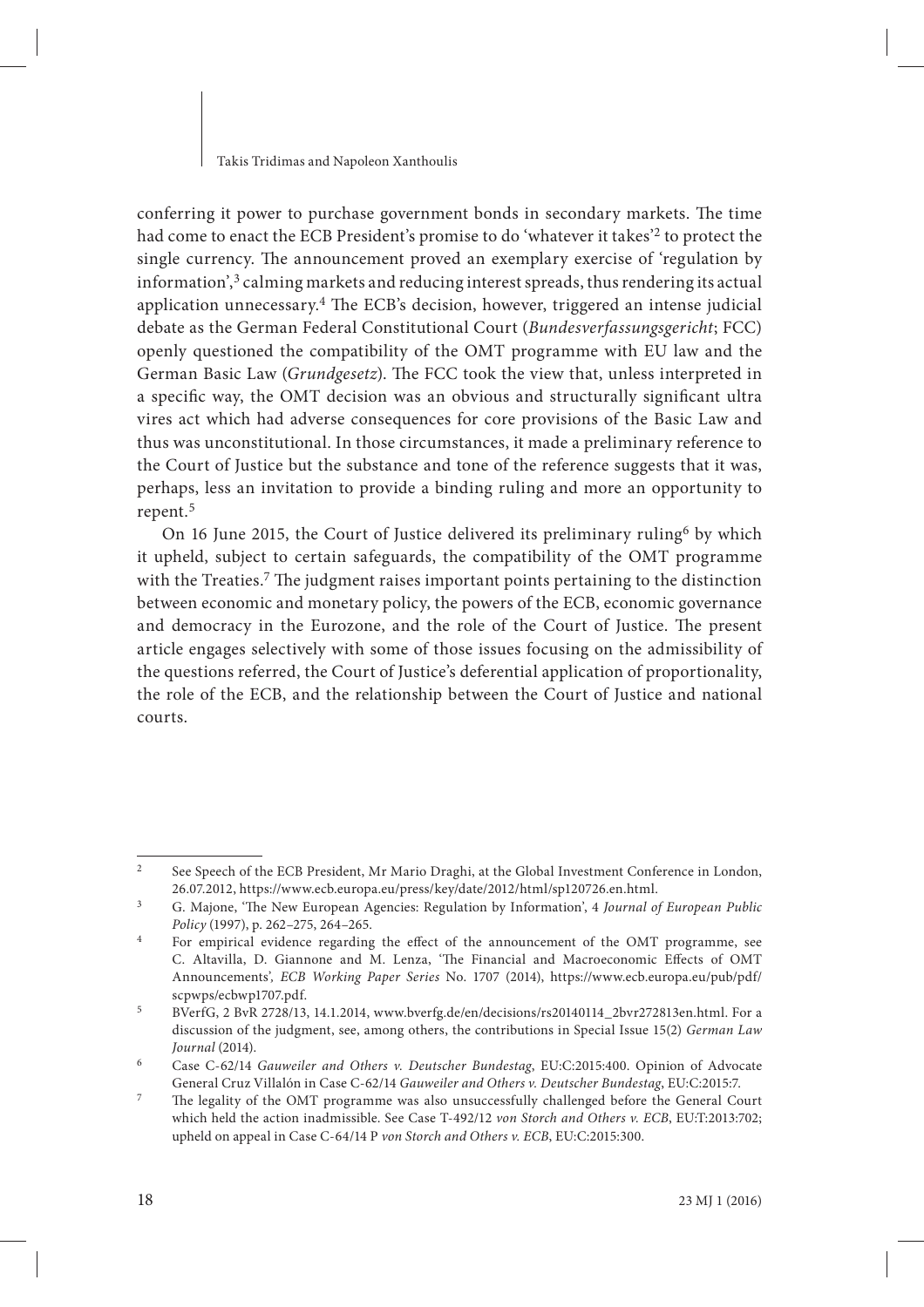conferring it power to purchase government bonds in secondary markets. The time had come to enact the ECB President's promise to do 'whatever it takes'[2] to protect the single currency. The announcement proved an exemplary exercise of 'regulation by information',[3] calming markets and reducing interest spreads, thus rendering its actual application unnecessary.[4] The ECB's decision, however, triggered an intense judicial debate as the German Federal Constitutional Court (*Bundesverfassungsgericht*; FCC) openly questioned the compatibility of the OMT programme with EU law and the German Basic Law (*Grundgesetz*). The FCC took the view that, unless interpreted in a specific way, the OMT decision was an obvious and structurally significant ultra vires act which had adverse consequences for core provisions of the Basic Law and thus was unconstitutional. In those circumstances, it made a preliminary reference to the Court of Justice but the substance and tone of the reference suggests that it was, perhaps, less an invitation to provide a binding ruling and more an opportunity to repent.[5]

On 16 June 2015, the Court of Justice delivered its preliminary ruling[6] by which it upheld, subject to certain safeguards, the compatibility of the OMT programme with the Treaties.[7] The judgment raises important points pertaining to the distinction between economic and monetary policy, the powers of the ECB, economic governance and democracy in the Eurozone, and the role of the Court of Justice. The present article engages selectively with some of those issues focusing on the admissibility of the questions referred, the Court of Justice's deferential application of proportionality, the role of the ECB, and the relationship between the Court of Justice and national courts.

---

2 See Speech of the ECB President, Mr Mario Draghi, at the Global Investment Conference in London, 26.07.2012, https://www.ecb.europa.eu/press/key/date/2012/html/sp120726.en.html.

3 G. Majone, 'The New European Agencies: Regulation by Information', 4 *Journal of European Public Policy* (1997), p. 262–275, 264–265.

4 For empirical evidence regarding the effect of the announcement of the OMT programme, see C. Altavilla, D. Giannone and M. Lenza, 'The Financial and Macroeconomic Effects of OMT Announcements', *ECB Working Paper Series* No. 1707 (2014), https://www.ecb.europa.eu/pub/pdf/scpwps/ecbwp1707.pdf.

5 BVerfG, 2 BvR 2728/13, 14.1.2014, www.bverfg.de/en/decisions/rs20140114_2bvr272813en.html. For a discussion of the judgment, see, among others, the contributions in Special Issue 15(2) *German Law Journal* (2014).

6 Case C-62/14 *Gauweiler and Others v. Deutscher Bundestag*, EU:C:2015:400. Opinion of Advocate General Cruz Villalón in Case C-62/14 *Gauweiler and Others v. Deutscher Bundestag*, EU:C:2015:7.

7 The legality of the OMT programme was also unsuccessfully challenged before the General Court which held the action inadmissible. See Case T-492/12 *von Storch and Others v. ECB*, EU:T:2013:702; upheld on appeal in Case C-64/14 P *von Storch and Others v. ECB*, EU:C:2015:300.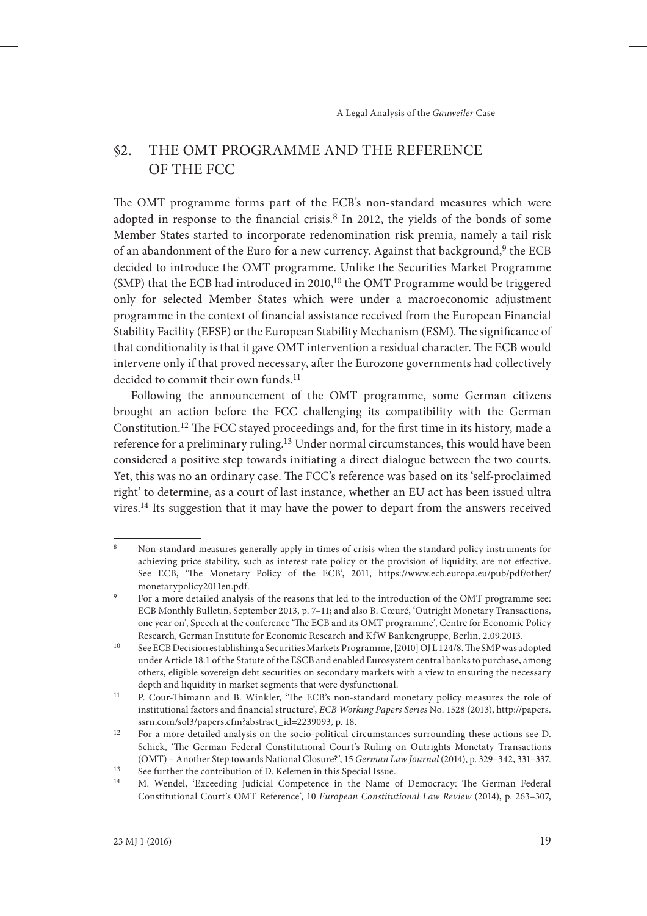## §2. THE OMT PROGRAMME AND THE REFERENCE OF THE FCC

The OMT programme forms part of the ECB's non-standard measures which were adopted in response to the financial crisis.[8] In 2012, the yields of the bonds of some Member States started to incorporate redenomination risk premia, namely a tail risk of an abandonment of the Euro for a new currency. Against that background,[9] the ECB decided to introduce the OMT programme. Unlike the Securities Market Programme (SMP) that the ECB had introduced in 2010,[10] the OMT Programme would be triggered only for selected Member States which were under a macroeconomic adjustment programme in the context of financial assistance received from the European Financial Stability Facility (EFSF) or the European Stability Mechanism (ESM). The significance of that conditionality is that it gave OMT intervention a residual character. The ECB would intervene only if that proved necessary, after the Eurozone governments had collectively decided to commit their own funds.[11]

Following the announcement of the OMT programme, some German citizens brought an action before the FCC challenging its compatibility with the German Constitution.[12] The FCC stayed proceedings and, for the first time in its history, made a reference for a preliminary ruling.[13] Under normal circumstances, this would have been considered a positive step towards initiating a direct dialogue between the two courts. Yet, this was no an ordinary case. The FCC's reference was based on its 'self-proclaimed right' to determine, as a court of last instance, whether an EU act has been issued ultra vires.[14] Its suggestion that it may have the power to depart from the answers received

---

[8] Non-standard measures generally apply in times of crisis when the standard policy instruments for achieving price stability, such as interest rate policy or the provision of liquidity, are not effective. See ECB, 'The Monetary Policy of the ECB', 2011, https://www.ecb.europa.eu/pub/pdf/other/monetarypolicy2011en.pdf.

[9] For a more detailed analysis of the reasons that led to the introduction of the OMT programme see: ECB Monthly Bulletin, September 2013, p. 7–11; and also B. Cœuré, 'Outright Monetary Transactions, one year on', Speech at the conference 'The ECB and its OMT programme', Centre for Economic Policy Research, German Institute for Economic Research and KfW Bankengruppe, Berlin, 2.09.2013.

[10] See ECB Decision establishing a Securities Markets Programme, [2010] OJ L 124/8. The SMP was adopted under Article 18.1 of the Statute of the ESCB and enabled Eurosystem central banks to purchase, among others, eligible sovereign debt securities on secondary markets with a view to ensuring the necessary depth and liquidity in market segments that were dysfunctional.

[11] P. Cour-Thimann and B. Winkler, 'The ECB's non-standard monetary policy measures the role of institutional factors and financial structure', *ECB Working Papers Series* No. 1528 (2013), http://papers.ssrn.com/sol3/papers.cfm?abstract_id=2239093, p. 18.

[12] For a more detailed analysis on the socio-political circumstances surrounding these actions see D. Schiek, 'The German Federal Constitutional Court's Ruling on Outrights Monetaty Transactions (OMT) – Another Step towards National Closure?', 15 *German Law Journal* (2014), p. 329–342, 331–337.

[13] See further the contribution of D. Kelemen in this Special Issue.

[14] M. Wendel, 'Exceeding Judicial Competence in the Name of Democracy: The German Federal Constitutional Court's OMT Reference', 10 *European Constitutional Law Review* (2014), p. 263–307,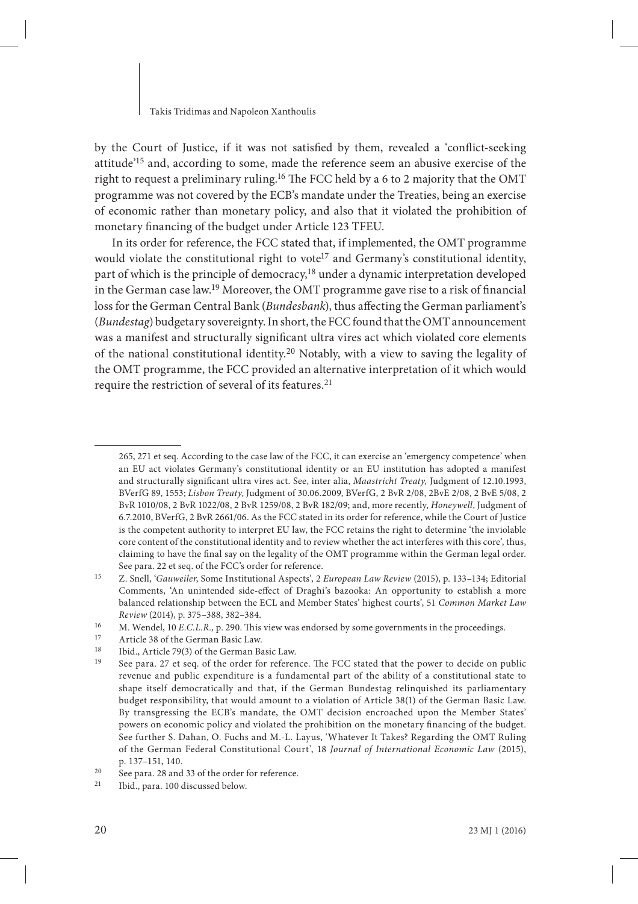by the Court of Justice, if it was not satisfied by them, revealed a 'conflict-seeking attitude'[15] and, according to some, made the reference seem an abusive exercise of the right to request a preliminary ruling.[16] The FCC held by a 6 to 2 majority that the OMT programme was not covered by the ECB's mandate under the Treaties, being an exercise of economic rather than monetary policy, and also that it violated the prohibition of monetary financing of the budget under Article 123 TFEU.

In its order for reference, the FCC stated that, if implemented, the OMT programme would violate the constitutional right to vote[17] and Germany's constitutional identity, part of which is the principle of democracy,[18] under a dynamic interpretation developed in the German case law.[19] Moreover, the OMT programme gave rise to a risk of financial loss for the German Central Bank (*Bundesbank*), thus affecting the German parliament's (*Bundestag*) budgetary sovereignty. In short, the FCC found that the OMT announcement was a manifest and structurally significant ultra vires act which violated core elements of the national constitutional identity.[20] Notably, with a view to saving the legality of the OMT programme, the FCC provided an alternative interpretation of it which would require the restriction of several of its features.[21]

---

265, 271 et seq. According to the case law of the FCC, it can exercise an 'emergency competence' when an EU act violates Germany's constitutional identity or an EU institution has adopted a manifest and structurally significant ultra vires act. See, inter alia, *Maastricht Treaty,* Judgment of 12.10.1993, BVerfG 89, 1553; *Lisbon Treaty*, Judgment of 30.06.2009, BVerfG, 2 BvR 2/08, 2BvE 2/08, 2 BvE 5/08, 2 BvR 1010/08, 2 BvR 1022/08, 2 BvR 1259/08, 2 BvR 182/09; and, more recently, *Honeywell*, Judgment of 6.7.2010, BVerfG, 2 BvR 2661/06. As the FCC stated in its order for reference, while the Court of Justice is the competent authority to interpret EU law, the FCC retains the right to determine 'the inviolable core content of the constitutional identity and to review whether the act interferes with this core', thus, claiming to have the final say on the legality of the OMT programme within the German legal order. See para. 22 et seq. of the FCC's order for reference.

[15] Z. Snell, '*Gauweiler*, Some Institutional Aspects', 2 *European Law Review* (2015), p. 133–134; Editorial Comments, 'An unintended side-effect of Draghi's bazooka: An opportunity to establish a more balanced relationship between the ECL and Member States' highest courts', 51 *Common Market Law Review* (2014), p. 375–388, 382–384.

[16] M. Wendel, 10 *E.C.L.R.,* p. 290. This view was endorsed by some governments in the proceedings.

[17] Article 38 of the German Basic Law.

[18] Ibid., Article 79(3) of the German Basic Law.

[19] See para. 27 et seq. of the order for reference. The FCC stated that the power to decide on public revenue and public expenditure is a fundamental part of the ability of a constitutional state to shape itself democratically and that, if the German Bundestag relinquished its parliamentary budget responsibility, that would amount to a violation of Article 38(1) of the German Basic Law. By transgressing the ECB's mandate, the OMT decision encroached upon the Member States' powers on economic policy and violated the prohibition on the monetary financing of the budget. See further S. Dahan, O. Fuchs and M.-L. Layus, 'Whatever It Takes? Regarding the OMT Ruling of the German Federal Constitutional Court', 18 *Journal of International Economic Law* (2015), p. 137–151, 140.

[20] See para. 28 and 33 of the order for reference.

[21] Ibid., para. 100 discussed below.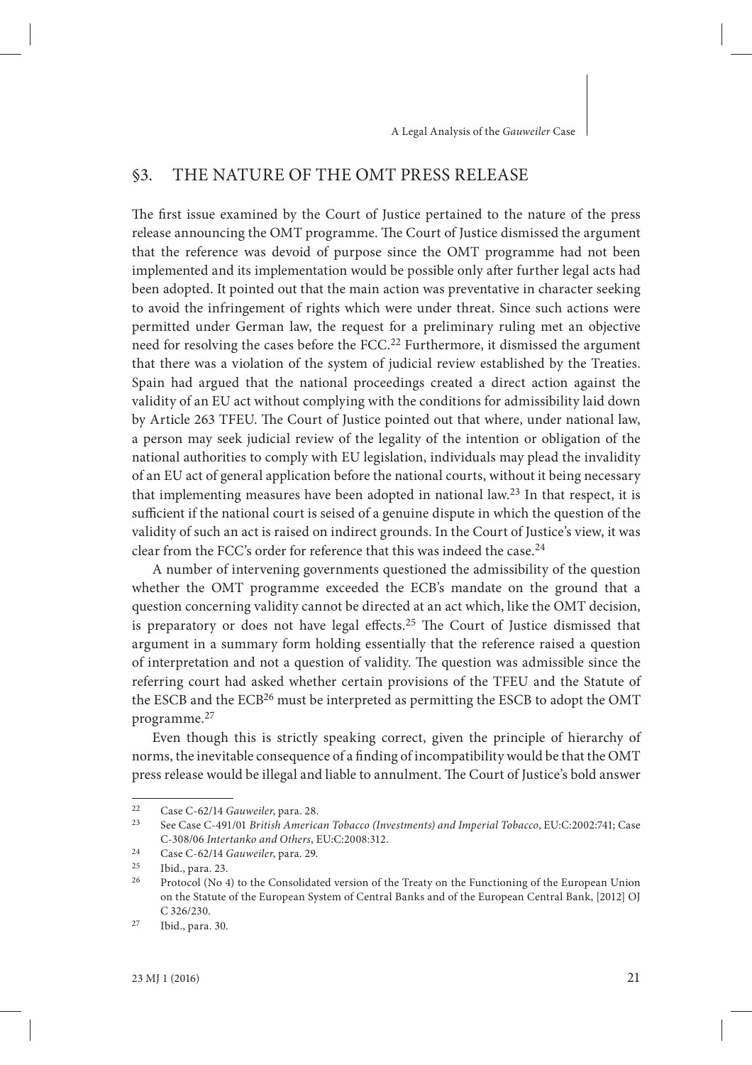## §3. THE NATURE OF THE OMT PRESS RELEASE

The first issue examined by the Court of Justice pertained to the nature of the press release announcing the OMT programme. The Court of Justice dismissed the argument that the reference was devoid of purpose since the OMT programme had not been implemented and its implementation would be possible only after further legal acts had been adopted. It pointed out that the main action was preventative in character seeking to avoid the infringement of rights which were under threat. Since such actions were permitted under German law, the request for a preliminary ruling met an objective need for resolving the cases before the FCC.[22] Furthermore, it dismissed the argument that there was a violation of the system of judicial review established by the Treaties. Spain had argued that the national proceedings created a direct action against the validity of an EU act without complying with the conditions for admissibility laid down by Article 263 TFEU. The Court of Justice pointed out that where, under national law, a person may seek judicial review of the legality of the intention or obligation of the national authorities to comply with EU legislation, individuals may plead the invalidity of an EU act of general application before the national courts, without it being necessary that implementing measures have been adopted in national law.[23] In that respect, it is sufficient if the national court is seised of a genuine dispute in which the question of the validity of such an act is raised on indirect grounds. In the Court of Justice's view, it was clear from the FCC's order for reference that this was indeed the case.[24]

A number of intervening governments questioned the admissibility of the question whether the OMT programme exceeded the ECB's mandate on the ground that a question concerning validity cannot be directed at an act which, like the OMT decision, is preparatory or does not have legal effects.[25] The Court of Justice dismissed that argument in a summary form holding essentially that the reference raised a question of interpretation and not a question of validity. The question was admissible since the referring court had asked whether certain provisions of the TFEU and the Statute of the ESCB and the ECB[26] must be interpreted as permitting the ESCB to adopt the OMT programme.[27]

Even though this is strictly speaking correct, given the principle of hierarchy of norms, the inevitable consequence of a finding of incompatibility would be that the OMT press release would be illegal and liable to annulment. The Court of Justice's bold answer

---

[22] Case C-62/14 *Gauweiler*, para. 28.

[23] See Case C-491/01 *British American Tobacco (Investments) and Imperial Tobacco*, EU:C:2002:741; Case C-308/06 *Intertanko and Others*, EU:C:2008:312.

[24] Case C-62/14 *Gauweiler*, para. 29.

[25] Ibid., para. 23.

[26] Protocol (No 4) to the Consolidated version of the Treaty on the Functioning of the European Union on the Statute of the European System of Central Banks and of the European Central Bank, [2012] OJ C 326/230.

[27] Ibid., para. 30.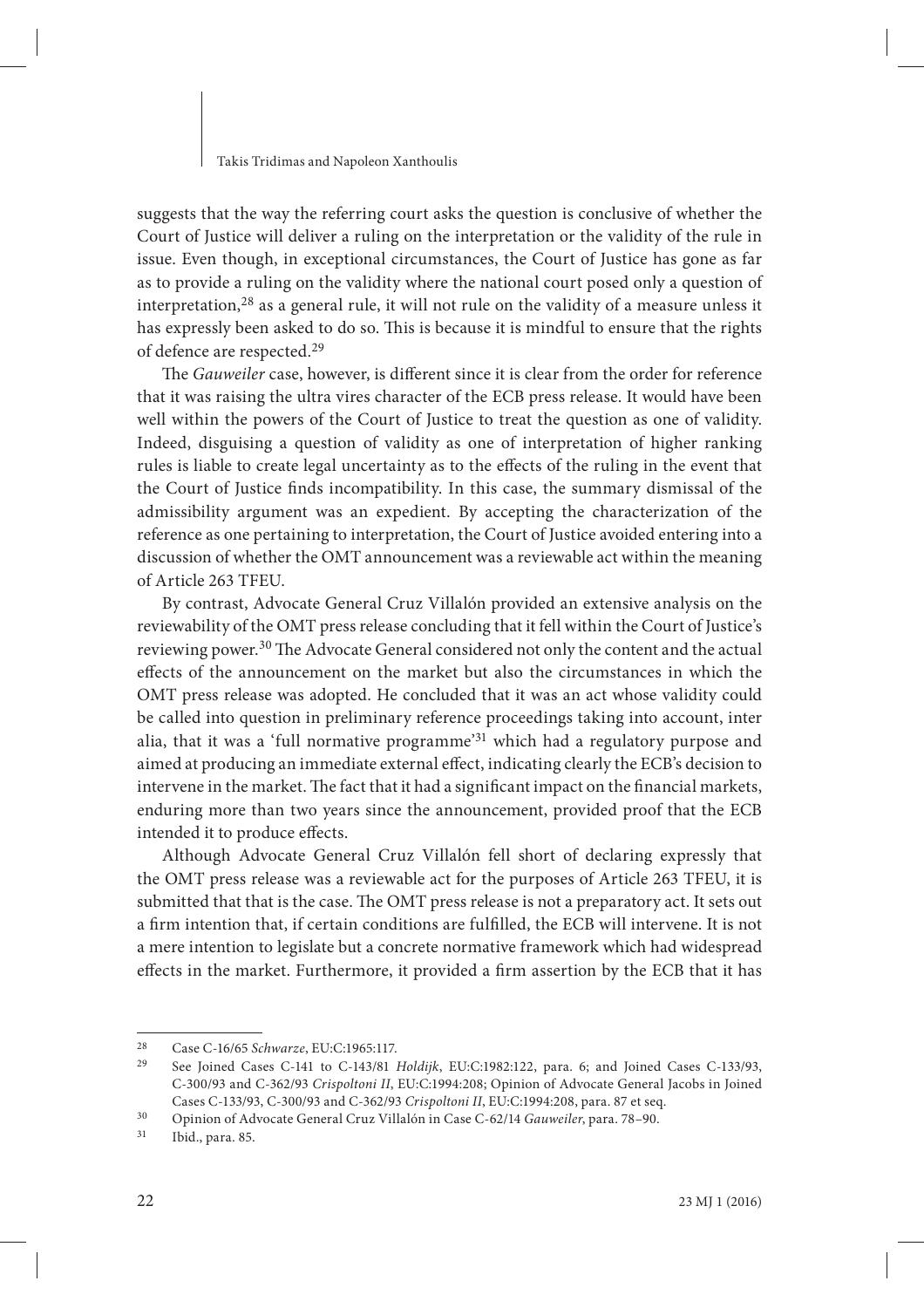suggests that the way the referring court asks the question is conclusive of whether the Court of Justice will deliver a ruling on the interpretation or the validity of the rule in issue. Even though, in exceptional circumstances, the Court of Justice has gone as far as to provide a ruling on the validity where the national court posed only a question of interpretation,[28] as a general rule, it will not rule on the validity of a measure unless it has expressly been asked to do so. This is because it is mindful to ensure that the rights of defence are respected.[29]

The *Gauweiler* case, however, is different since it is clear from the order for reference that it was raising the ultra vires character of the ECB press release. It would have been well within the powers of the Court of Justice to treat the question as one of validity. Indeed, disguising a question of validity as one of interpretation of higher ranking rules is liable to create legal uncertainty as to the effects of the ruling in the event that the Court of Justice finds incompatibility. In this case, the summary dismissal of the admissibility argument was an expedient. By accepting the characterization of the reference as one pertaining to interpretation, the Court of Justice avoided entering into a discussion of whether the OMT announcement was a reviewable act within the meaning of Article 263 TFEU.

By contrast, Advocate General Cruz Villalón provided an extensive analysis on the reviewability of the OMT press release concluding that it fell within the Court of Justice's reviewing power.[30] The Advocate General considered not only the content and the actual effects of the announcement on the market but also the circumstances in which the OMT press release was adopted. He concluded that it was an act whose validity could be called into question in preliminary reference proceedings taking into account, inter alia, that it was a 'full normative programme'[31] which had a regulatory purpose and aimed at producing an immediate external effect, indicating clearly the ECB's decision to intervene in the market. The fact that it had a significant impact on the financial markets, enduring more than two years since the announcement, provided proof that the ECB intended it to produce effects.

Although Advocate General Cruz Villalón fell short of declaring expressly that the OMT press release was a reviewable act for the purposes of Article 263 TFEU, it is submitted that that is the case. The OMT press release is not a preparatory act. It sets out a firm intention that, if certain conditions are fulfilled, the ECB will intervene. It is not a mere intention to legislate but a concrete normative framework which had widespread effects in the market. Furthermore, it provided a firm assertion by the ECB that it has

---

[28] Case C-16/65 *Schwarze*, EU:C:1965:117.

[29] See Joined Cases C-141 to C-143/81 *Holdijk*, EU:C:1982:122, para. 6; and Joined Cases C-133/93, C-300/93 and C-362/93 *Crispoltoni II*, EU:C:1994:208; Opinion of Advocate General Jacobs in Joined Cases C-133/93, C-300/93 and C-362/93 *Crispoltoni II*, EU:C:1994:208, para. 87 et seq.

[30] Opinion of Advocate General Cruz Villalón in Case C-62/14 *Gauweiler*, para. 78–90.

[31] Ibid., para. 85.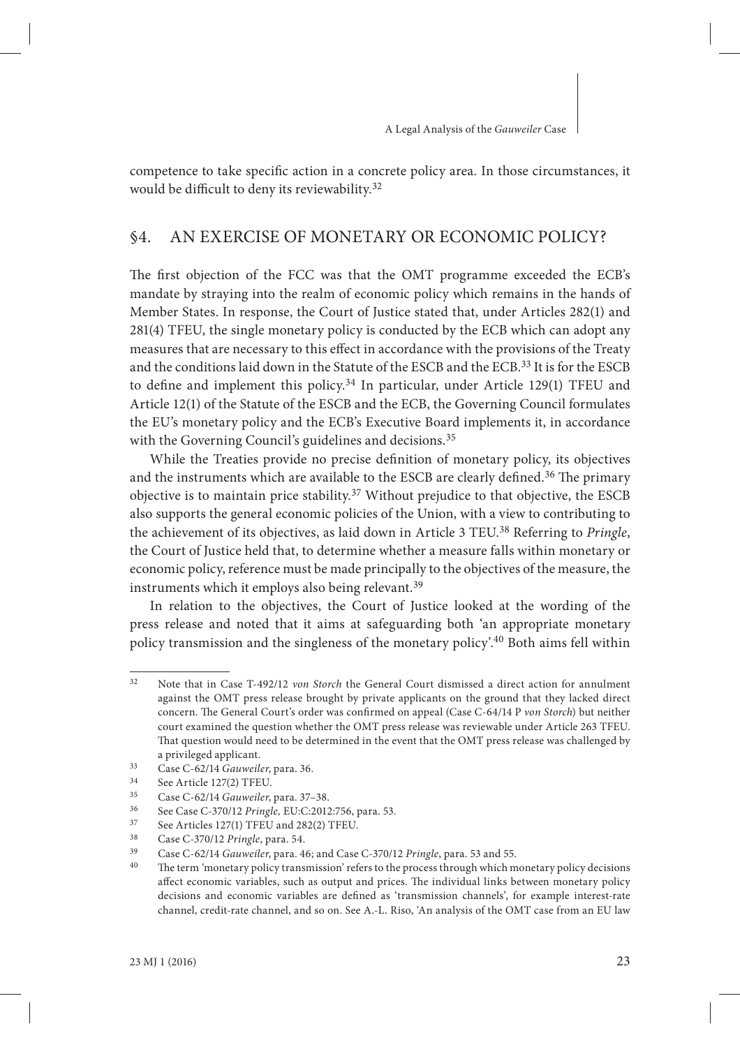competence to take specific action in a concrete policy area. In those circumstances, it would be difficult to deny its reviewability.[32]

## §4. AN EXERCISE OF MONETARY OR ECONOMIC POLICY?

The first objection of the FCC was that the OMT programme exceeded the ECB's mandate by straying into the realm of economic policy which remains in the hands of Member States. In response, the Court of Justice stated that, under Articles 282(1) and 281(4) TFEU, the single monetary policy is conducted by the ECB which can adopt any measures that are necessary to this effect in accordance with the provisions of the Treaty and the conditions laid down in the Statute of the ESCB and the ECB.[33] It is for the ESCB to define and implement this policy.[34] In particular, under Article 129(1) TFEU and Article 12(1) of the Statute of the ESCB and the ECB, the Governing Council formulates the EU's monetary policy and the ECB's Executive Board implements it, in accordance with the Governing Council's guidelines and decisions.[35]

While the Treaties provide no precise definition of monetary policy, its objectives and the instruments which are available to the ESCB are clearly defined.[36] The primary objective is to maintain price stability.[37] Without prejudice to that objective, the ESCB also supports the general economic policies of the Union, with a view to contributing to the achievement of its objectives, as laid down in Article 3 TEU.[38] Referring to *Pringle*, the Court of Justice held that, to determine whether a measure falls within monetary or economic policy, reference must be made principally to the objectives of the measure, the instruments which it employs also being relevant.[39]

In relation to the objectives, the Court of Justice looked at the wording of the press release and noted that it aims at safeguarding both 'an appropriate monetary policy transmission and the singleness of the monetary policy'.[40] Both aims fell within

---

[32] Note that in Case T-492/12 *von Storch* the General Court dismissed a direct action for annulment against the OMT press release brought by private applicants on the ground that they lacked direct concern. The General Court's order was confirmed on appeal (Case C-64/14 P *von Storch*) but neither court examined the question whether the OMT press release was reviewable under Article 263 TFEU. That question would need to be determined in the event that the OMT press release was challenged by a privileged applicant.

[33] Case C-62/14 *Gauweiler*, para. 36.

[34] See Article 127(2) TFEU.

[35] Case C-62/14 *Gauweiler*, para. 37–38.

[36] See Case C-370/12 *Pringle,* EU:C:2012:756, para. 53.

[37] See Articles 127(1) TFEU and 282(2) TFEU.

[38] Case C-370/12 *Pringle*, para. 54.

[39] Case C-62/14 *Gauweiler*, para. 46; and Case C-370/12 *Pringle*, para. 53 and 55.

[40] The term 'monetary policy transmission' refers to the process through which monetary policy decisions affect economic variables, such as output and prices. The individual links between monetary policy decisions and economic variables are defined as 'transmission channels', for example interest-rate channel, credit-rate channel, and so on. See A.-L. Riso, 'An analysis of the OMT case from an EU law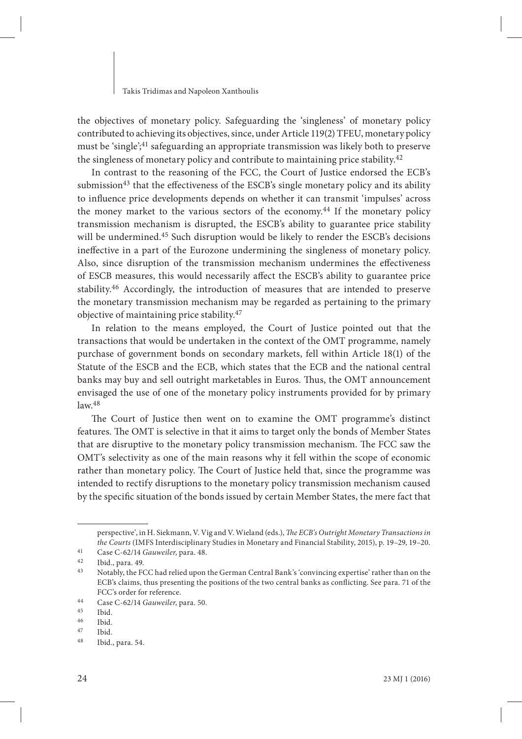the objectives of monetary policy. Safeguarding the 'singleness' of monetary policy contributed to achieving its objectives, since, under Article 119(2) TFEU, monetary policy must be 'single';[41] safeguarding an appropriate transmission was likely both to preserve the singleness of monetary policy and contribute to maintaining price stability.[42]

In contrast to the reasoning of the FCC, the Court of Justice endorsed the ECB's submission[43] that the effectiveness of the ESCB's single monetary policy and its ability to influence price developments depends on whether it can transmit 'impulses' across the money market to the various sectors of the economy.[44] If the monetary policy transmission mechanism is disrupted, the ESCB's ability to guarantee price stability will be undermined.[45] Such disruption would be likely to render the ESCB's decisions ineffective in a part of the Eurozone undermining the singleness of monetary policy. Also, since disruption of the transmission mechanism undermines the effectiveness of ESCB measures, this would necessarily affect the ESCB's ability to guarantee price stability.[46] Accordingly, the introduction of measures that are intended to preserve the monetary transmission mechanism may be regarded as pertaining to the primary objective of maintaining price stability.[47]

In relation to the means employed, the Court of Justice pointed out that the transactions that would be undertaken in the context of the OMT programme, namely purchase of government bonds on secondary markets, fell within Article 18(1) of the Statute of the ESCB and the ECB, which states that the ECB and the national central banks may buy and sell outright marketables in Euros. Thus, the OMT announcement envisaged the use of one of the monetary policy instruments provided for by primary law.[48]

The Court of Justice then went on to examine the OMT programme's distinct features. The OMT is selective in that it aims to target only the bonds of Member States that are disruptive to the monetary policy transmission mechanism. The FCC saw the OMT's selectivity as one of the main reasons why it fell within the scope of economic rather than monetary policy. The Court of Justice held that, since the programme was intended to rectify disruptions to the monetary policy transmission mechanism caused by the specific situation of the bonds issued by certain Member States, the mere fact that

---

perspective', in H. Siekmann, V. Vig and V. Wieland (eds.), *The ECB's Outright Monetary Transactions in the Courts* (IMFS Interdisciplinary Studies in Monetary and Financial Stability, 2015), p. 19–29, 19–20.

[41] Case C-62/14 *Gauweiler*, para. 48.

[42] Ibid., para. 49.

[43] Notably, the FCC had relied upon the German Central Bank's 'convincing expertise' rather than on the ECB's claims, thus presenting the positions of the two central banks as conflicting. See para. 71 of the FCC's order for reference.

[44] Case C-62/14 *Gauweiler*, para. 50.

[45] Ibid.

[46] Ibid.

[47] Ibid.

[48] Ibid., para. 54.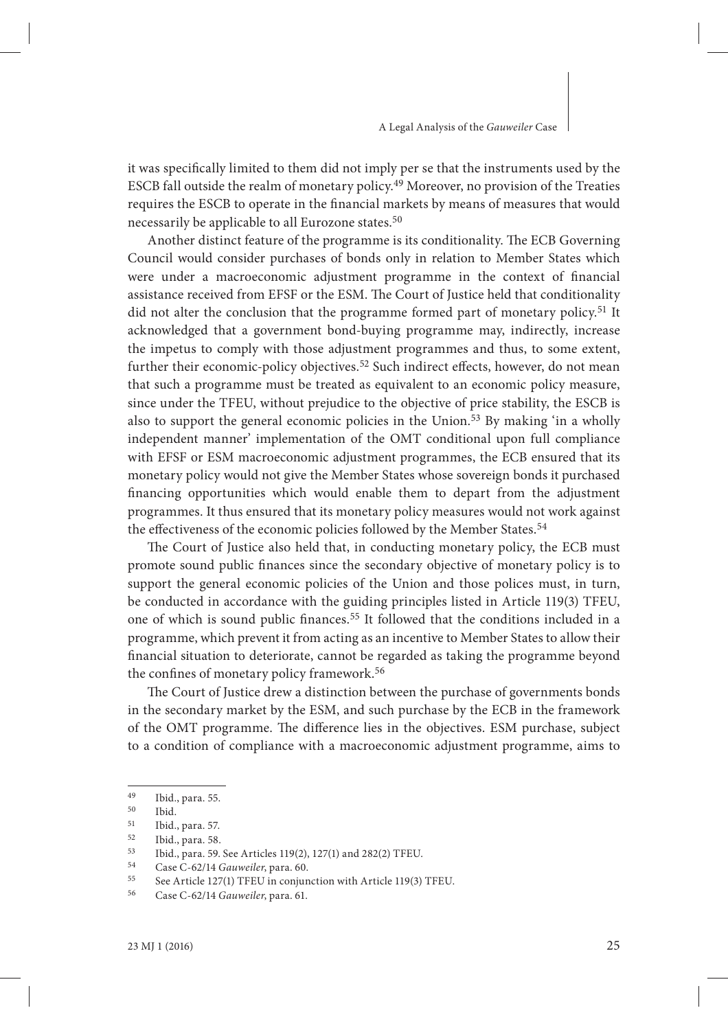it was specifically limited to them did not imply per se that the instruments used by the ESCB fall outside the realm of monetary policy.[49] Moreover, no provision of the Treaties requires the ESCB to operate in the financial markets by means of measures that would necessarily be applicable to all Eurozone states.[50]

Another distinct feature of the programme is its conditionality. The ECB Governing Council would consider purchases of bonds only in relation to Member States which were under a macroeconomic adjustment programme in the context of financial assistance received from EFSF or the ESM. The Court of Justice held that conditionality did not alter the conclusion that the programme formed part of monetary policy.[51] It acknowledged that a government bond-buying programme may, indirectly, increase the impetus to comply with those adjustment programmes and thus, to some extent, further their economic-policy objectives.[52] Such indirect effects, however, do not mean that such a programme must be treated as equivalent to an economic policy measure, since under the TFEU, without prejudice to the objective of price stability, the ESCB is also to support the general economic policies in the Union.[53] By making 'in a wholly independent manner' implementation of the OMT conditional upon full compliance with EFSF or ESM macroeconomic adjustment programmes, the ECB ensured that its monetary policy would not give the Member States whose sovereign bonds it purchased financing opportunities which would enable them to depart from the adjustment programmes. It thus ensured that its monetary policy measures would not work against the effectiveness of the economic policies followed by the Member States.[54]

The Court of Justice also held that, in conducting monetary policy, the ECB must promote sound public finances since the secondary objective of monetary policy is to support the general economic policies of the Union and those polices must, in turn, be conducted in accordance with the guiding principles listed in Article 119(3) TFEU, one of which is sound public finances.[55] It followed that the conditions included in a programme, which prevent it from acting as an incentive to Member States to allow their financial situation to deteriorate, cannot be regarded as taking the programme beyond the confines of monetary policy framework.[56]

The Court of Justice drew a distinction between the purchase of governments bonds in the secondary market by the ESM, and such purchase by the ECB in the framework of the OMT programme. The difference lies in the objectives. ESM purchase, subject to a condition of compliance with a macroeconomic adjustment programme, aims to

---

[49] Ibid., para. 55.

[50] Ibid.

[51] Ibid., para. 57.

[52] Ibid., para. 58.

[53] Ibid., para. 59. See Articles 119(2), 127(1) and 282(2) TFEU.

[54] Case C-62/14 *Gauweiler*, para. 60.

[55] See Article 127(1) TFEU in conjunction with Article 119(3) TFEU.

[56] Case C-62/14 *Gauweiler*, para. 61.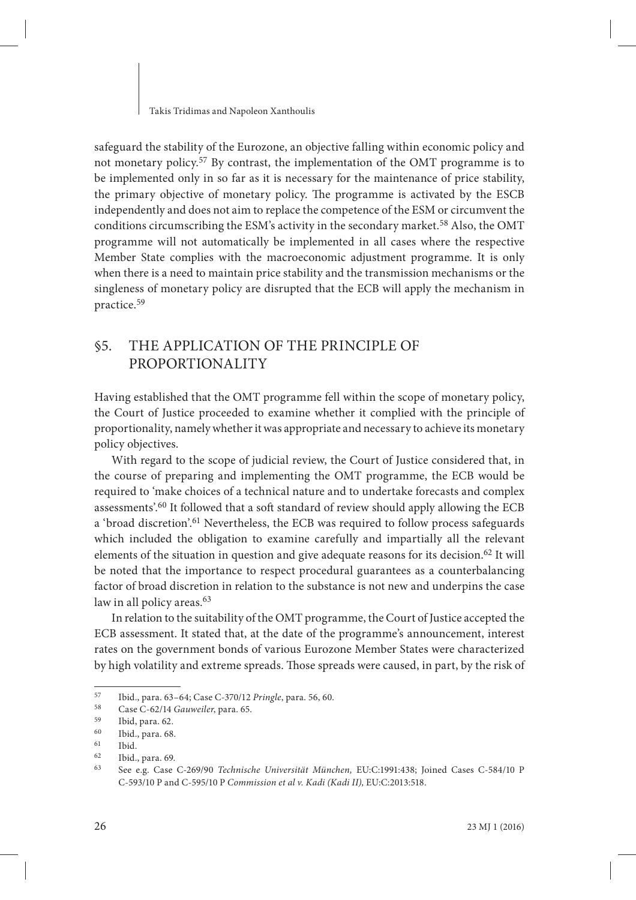safeguard the stability of the Eurozone, an objective falling within economic policy and not monetary policy.[57] By contrast, the implementation of the OMT programme is to be implemented only in so far as it is necessary for the maintenance of price stability, the primary objective of monetary policy. The programme is activated by the ESCB independently and does not aim to replace the competence of the ESM or circumvent the conditions circumscribing the ESM's activity in the secondary market.[58] Also, the OMT programme will not automatically be implemented in all cases where the respective Member State complies with the macroeconomic adjustment programme. It is only when there is a need to maintain price stability and the transmission mechanisms or the singleness of monetary policy are disrupted that the ECB will apply the mechanism in practice.[59]

## §5. THE APPLICATION OF THE PRINCIPLE OF PROPORTIONALITY

Having established that the OMT programme fell within the scope of monetary policy, the Court of Justice proceeded to examine whether it complied with the principle of proportionality, namely whether it was appropriate and necessary to achieve its monetary policy objectives.

With regard to the scope of judicial review, the Court of Justice considered that, in the course of preparing and implementing the OMT programme, the ECB would be required to 'make choices of a technical nature and to undertake forecasts and complex assessments'.[60] It followed that a soft standard of review should apply allowing the ECB a 'broad discretion'.[61] Nevertheless, the ECB was required to follow process safeguards which included the obligation to examine carefully and impartially all the relevant elements of the situation in question and give adequate reasons for its decision.[62] It will be noted that the importance to respect procedural guarantees as a counterbalancing factor of broad discretion in relation to the substance is not new and underpins the case law in all policy areas.[63]

In relation to the suitability of the OMT programme, the Court of Justice accepted the ECB assessment. It stated that, at the date of the programme's announcement, interest rates on the government bonds of various Eurozone Member States were characterized by high volatility and extreme spreads. Those spreads were caused, in part, by the risk of

---

[57] Ibid., para. 63–64; Case C-370/12 *Pringle*, para. 56, 60.

[58] Case C-62/14 *Gauweiler*, para. 65.

[59] Ibid, para. 62.

[60] Ibid., para. 68.

[61] Ibid.

[62] Ibid., para. 69.

[63] See e.g. Case C-269/90 *Technische Universität München,* EU:C:1991:438; Joined Cases C-584/10 P C-593/10 P and C-595/10 P *Commission et al v. Kadi (Kadi II),* EU:C:2013:518.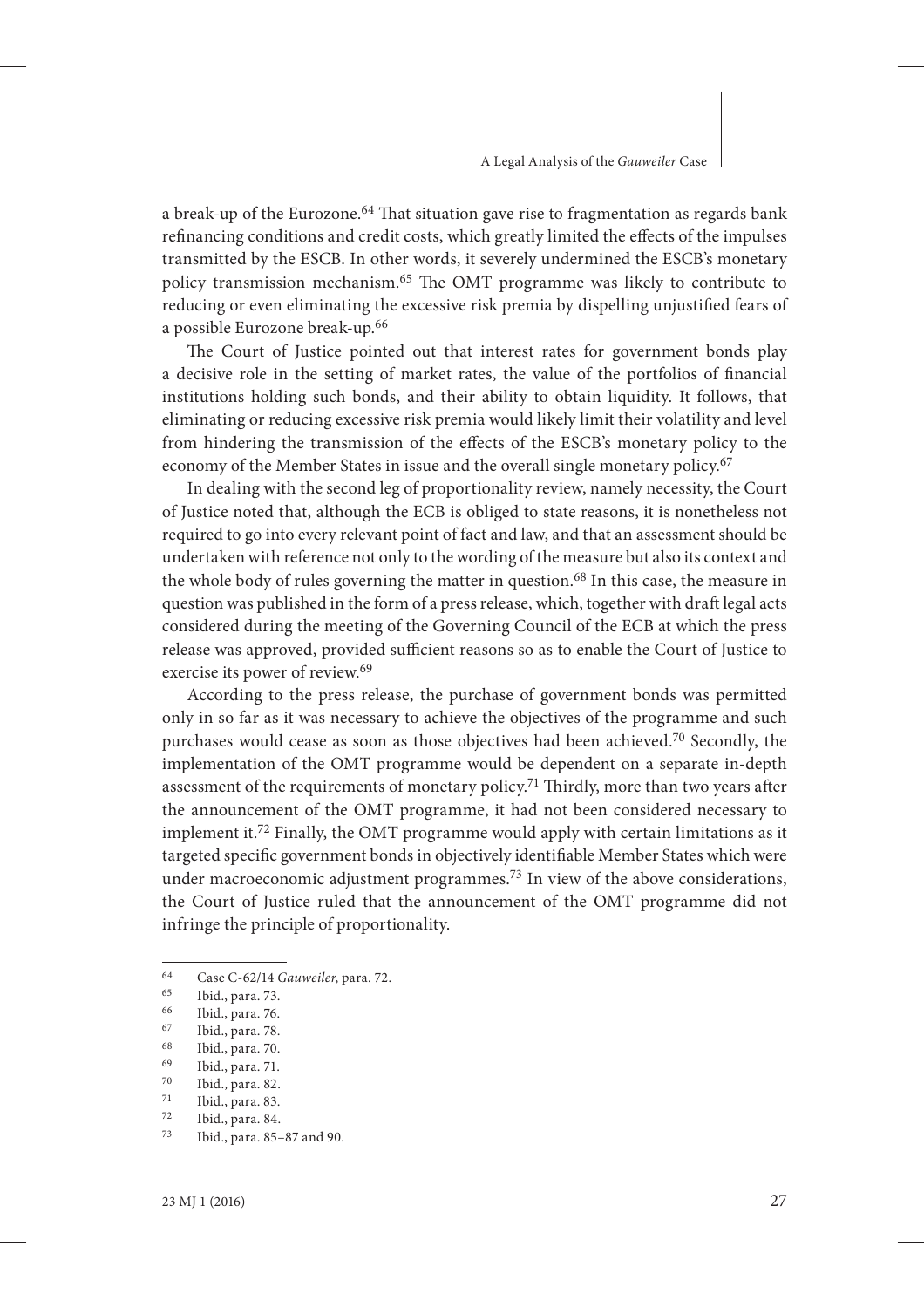a break-up of the Eurozone.[64] That situation gave rise to fragmentation as regards bank refinancing conditions and credit costs, which greatly limited the effects of the impulses transmitted by the ESCB. In other words, it severely undermined the ESCB's monetary policy transmission mechanism.[65] The OMT programme was likely to contribute to reducing or even eliminating the excessive risk premia by dispelling unjustified fears of a possible Eurozone break-up.[66]

The Court of Justice pointed out that interest rates for government bonds play a decisive role in the setting of market rates, the value of the portfolios of financial institutions holding such bonds, and their ability to obtain liquidity. It follows, that eliminating or reducing excessive risk premia would likely limit their volatility and level from hindering the transmission of the effects of the ESCB's monetary policy to the economy of the Member States in issue and the overall single monetary policy.[67]

In dealing with the second leg of proportionality review, namely necessity, the Court of Justice noted that, although the ECB is obliged to state reasons, it is nonetheless not required to go into every relevant point of fact and law, and that an assessment should be undertaken with reference not only to the wording of the measure but also its context and the whole body of rules governing the matter in question.[68] In this case, the measure in question was published in the form of a press release, which, together with draft legal acts considered during the meeting of the Governing Council of the ECB at which the press release was approved, provided sufficient reasons so as to enable the Court of Justice to exercise its power of review.[69]

According to the press release, the purchase of government bonds was permitted only in so far as it was necessary to achieve the objectives of the programme and such purchases would cease as soon as those objectives had been achieved.[70] Secondly, the implementation of the OMT programme would be dependent on a separate in-depth assessment of the requirements of monetary policy.[71] Thirdly, more than two years after the announcement of the OMT programme, it had not been considered necessary to implement it.[72] Finally, the OMT programme would apply with certain limitations as it targeted specific government bonds in objectively identifiable Member States which were under macroeconomic adjustment programmes.[73] In view of the above considerations, the Court of Justice ruled that the announcement of the OMT programme did not infringe the principle of proportionality.

---

[64] Case C-62/14 *Gauweiler*, para. 72.

[65] Ibid., para. 73.

[66] Ibid., para. 76.

[67] Ibid., para. 78.

[68] Ibid., para. 70.

[69] Ibid., para. 71.

[70] Ibid., para. 82.

[71] Ibid., para. 83.

[72] Ibid., para. 84.

[73] Ibid., para. 85–87 and 90.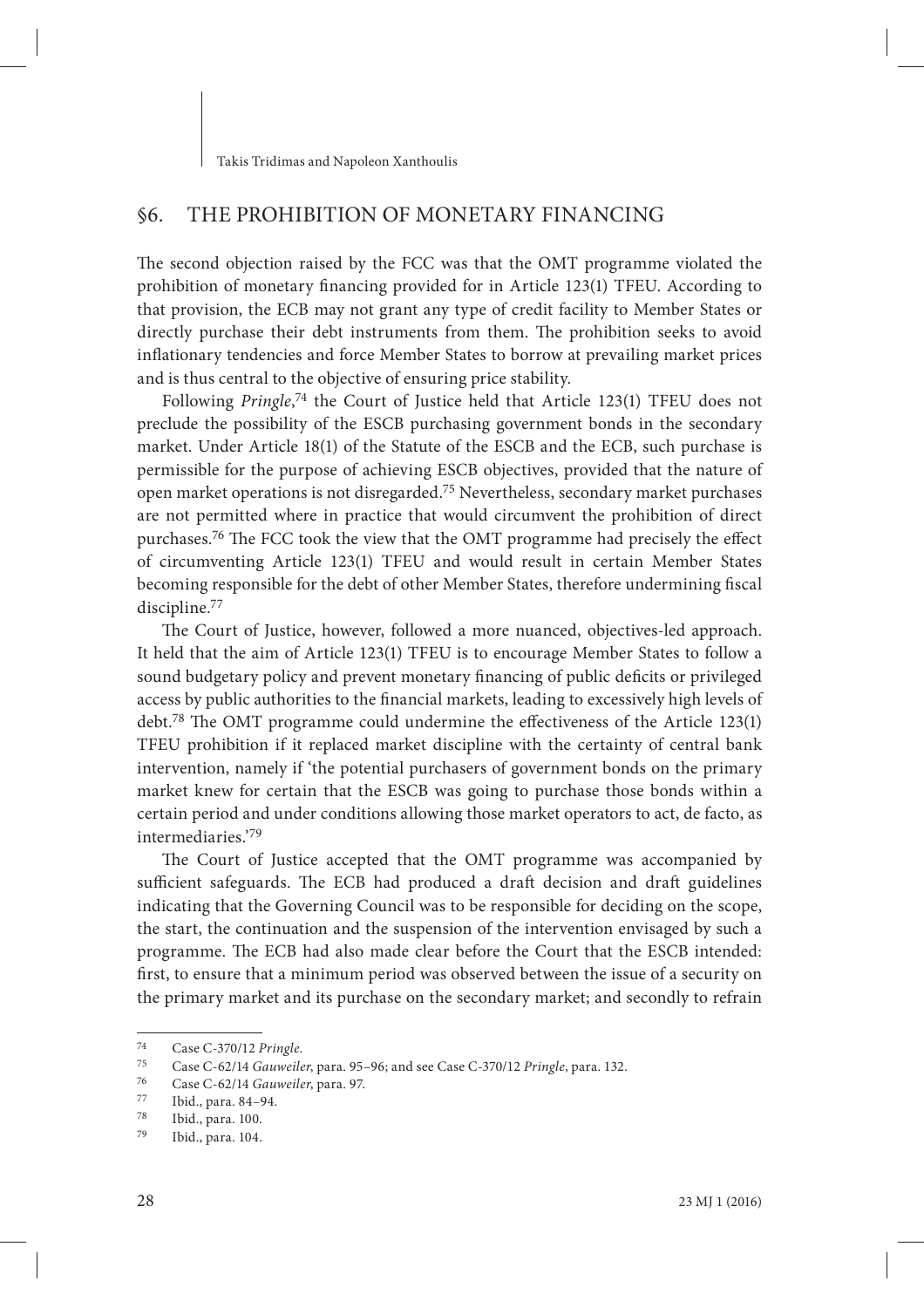## §6. THE PROHIBITION OF MONETARY FINANCING

The second objection raised by the FCC was that the OMT programme violated the prohibition of monetary financing provided for in Article 123(1) TFEU. According to that provision, the ECB may not grant any type of credit facility to Member States or directly purchase their debt instruments from them. The prohibition seeks to avoid inflationary tendencies and force Member States to borrow at prevailing market prices and is thus central to the objective of ensuring price stability.

Following *Pringle*,[74] the Court of Justice held that Article 123(1) TFEU does not preclude the possibility of the ESCB purchasing government bonds in the secondary market. Under Article 18(1) of the Statute of the ESCB and the ECB, such purchase is permissible for the purpose of achieving ESCB objectives, provided that the nature of open market operations is not disregarded.[75] Nevertheless, secondary market purchases are not permitted where in practice that would circumvent the prohibition of direct purchases.[76] The FCC took the view that the OMT programme had precisely the effect of circumventing Article 123(1) TFEU and would result in certain Member States becoming responsible for the debt of other Member States, therefore undermining fiscal discipline.[77]

The Court of Justice, however, followed a more nuanced, objectives-led approach. It held that the aim of Article 123(1) TFEU is to encourage Member States to follow a sound budgetary policy and prevent monetary financing of public deficits or privileged access by public authorities to the financial markets, leading to excessively high levels of debt.[78] The OMT programme could undermine the effectiveness of the Article 123(1) TFEU prohibition if it replaced market discipline with the certainty of central bank intervention, namely if 'the potential purchasers of government bonds on the primary market knew for certain that the ESCB was going to purchase those bonds within a certain period and under conditions allowing those market operators to act, de facto, as intermediaries.'[79]

The Court of Justice accepted that the OMT programme was accompanied by sufficient safeguards. The ECB had produced a draft decision and draft guidelines indicating that the Governing Council was to be responsible for deciding on the scope, the start, the continuation and the suspension of the intervention envisaged by such a programme. The ECB had also made clear before the Court that the ESCB intended: first, to ensure that a minimum period was observed between the issue of a security on the primary market and its purchase on the secondary market; and secondly to refrain

---

[74] Case C-370/12 *Pringle*.

[75] Case C-62/14 *Gauweiler*, para. 95–96; and see Case C-370/12 *Pringle*, para. 132.

[76] Case C-62/14 *Gauweiler*, para. 97.

[77] Ibid., para. 84–94.

[78] Ibid., para. 100.

[79] Ibid., para. 104.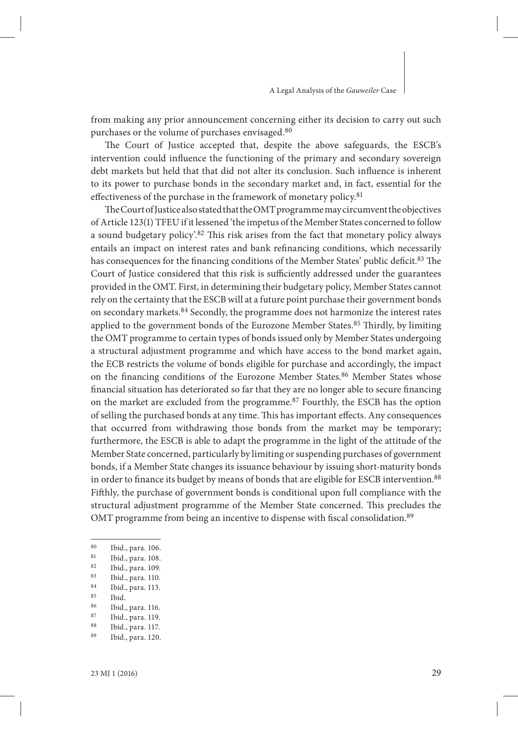from making any prior announcement concerning either its decision to carry out such purchases or the volume of purchases envisaged.[80]

The Court of Justice accepted that, despite the above safeguards, the ESCB's intervention could influence the functioning of the primary and secondary sovereign debt markets but held that that did not alter its conclusion. Such influence is inherent to its power to purchase bonds in the secondary market and, in fact, essential for the effectiveness of the purchase in the framework of monetary policy.[81]

The Court of Justice also stated that the OMT programme may circumvent the objectives of Article 123(1) TFEU if it lessened 'the impetus of the Member States concerned to follow a sound budgetary policy'.[82] This risk arises from the fact that monetary policy always entails an impact on interest rates and bank refinancing conditions, which necessarily has consequences for the financing conditions of the Member States' public deficit.[83] The Court of Justice considered that this risk is sufficiently addressed under the guarantees provided in the OMT. First, in determining their budgetary policy, Member States cannot rely on the certainty that the ESCB will at a future point purchase their government bonds on secondary markets.[84] Secondly, the programme does not harmonize the interest rates applied to the government bonds of the Eurozone Member States.[85] Thirdly, by limiting the OMT programme to certain types of bonds issued only by Member States undergoing a structural adjustment programme and which have access to the bond market again, the ECB restricts the volume of bonds eligible for purchase and accordingly, the impact on the financing conditions of the Eurozone Member States.[86] Member States whose financial situation has deteriorated so far that they are no longer able to secure financing on the market are excluded from the programme.[87] Fourthly, the ESCB has the option of selling the purchased bonds at any time. This has important effects. Any consequences that occurred from withdrawing those bonds from the market may be temporary; furthermore, the ESCB is able to adapt the programme in the light of the attitude of the Member State concerned, particularly by limiting or suspending purchases of government bonds, if a Member State changes its issuance behaviour by issuing short-maturity bonds in order to finance its budget by means of bonds that are eligible for ESCB intervention.[88] Fifthly, the purchase of government bonds is conditional upon full compliance with the structural adjustment programme of the Member State concerned. This precludes the OMT programme from being an incentive to dispense with fiscal consolidation.[89]

---

[80] Ibid., para. 106.

[81] Ibid., para. 108.

[82] Ibid., para. 109.

[83] Ibid., para. 110.

[84] Ibid., para. 113.

[85] Ibid.

[86] Ibid., para. 116.

[87] Ibid., para. 119.

[88] Ibid., para. 117.

[89] Ibid., para. 120.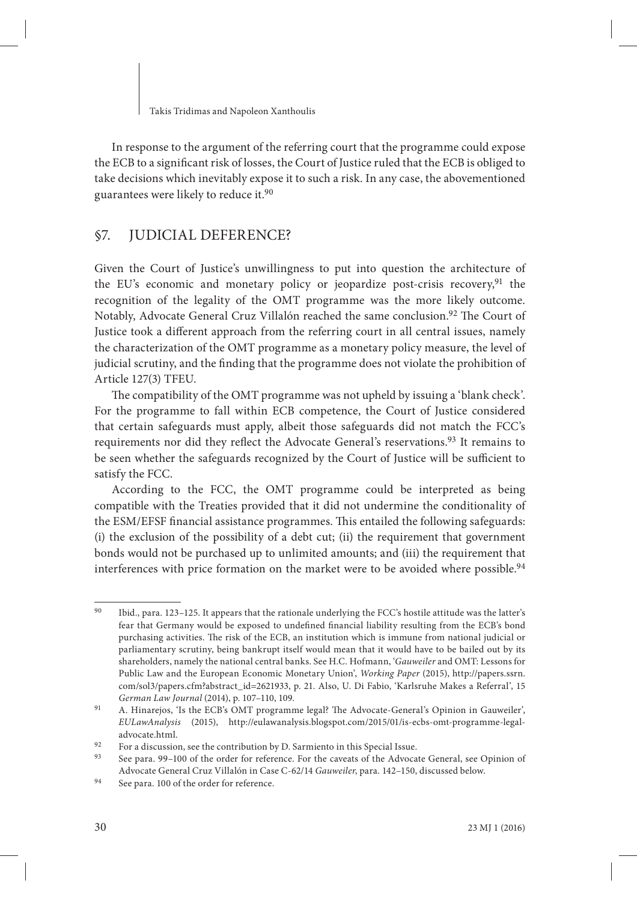In response to the argument of the referring court that the programme could expose the ECB to a significant risk of losses, the Court of Justice ruled that the ECB is obliged to take decisions which inevitably expose it to such a risk. In any case, the abovementioned guarantees were likely to reduce it.[90]

## §7. JUDICIAL DEFERENCE?

Given the Court of Justice's unwillingness to put into question the architecture of the EU's economic and monetary policy or jeopardize post-crisis recovery,[91] the recognition of the legality of the OMT programme was the more likely outcome. Notably, Advocate General Cruz Villalón reached the same conclusion.[92] The Court of Justice took a different approach from the referring court in all central issues, namely the characterization of the OMT programme as a monetary policy measure, the level of judicial scrutiny, and the finding that the programme does not violate the prohibition of Article 127(3) TFEU.

The compatibility of the OMT programme was not upheld by issuing a 'blank check'. For the programme to fall within ECB competence, the Court of Justice considered that certain safeguards must apply, albeit those safeguards did not match the FCC's requirements nor did they reflect the Advocate General's reservations.[93] It remains to be seen whether the safeguards recognized by the Court of Justice will be sufficient to satisfy the FCC.

According to the FCC, the OMT programme could be interpreted as being compatible with the Treaties provided that it did not undermine the conditionality of the ESM/EFSF financial assistance programmes. This entailed the following safeguards: (i) the exclusion of the possibility of a debt cut; (ii) the requirement that government bonds would not be purchased up to unlimited amounts; and (iii) the requirement that interferences with price formation on the market were to be avoided where possible.[94]

---

[90] Ibid., para. 123–125. It appears that the rationale underlying the FCC's hostile attitude was the latter's fear that Germany would be exposed to undefined financial liability resulting from the ECB's bond purchasing activities. The risk of the ECB, an institution which is immune from national judicial or parliamentary scrutiny, being bankrupt itself would mean that it would have to be bailed out by its shareholders, namely the national central banks. See H.C. Hofmann, '*Gauweiler* and OMT: Lessons for Public Law and the European Economic Monetary Union', *Working Paper* (2015), http://papers.ssrn.com/sol3/papers.cfm?abstract_id=2621933, p. 21. Also, U. Di Fabio, 'Karlsruhe Makes a Referral', 15 *German Law Journal* (2014), p. 107–110, 109.

[91] A. Hinarejos, 'Is the ECB's OMT programme legal? The Advocate-General's Opinion in Gauweiler', *EULawAnalysis* (2015), http://eulawanalysis.blogspot.com/2015/01/is-ecbs-omt-programme-legal-advocate.html.

[92] For a discussion, see the contribution by D. Sarmiento in this Special Issue.

[93] See para. 99–100 of the order for reference. For the caveats of the Advocate General, see Opinion of Advocate General Cruz Villalón in Case C-62/14 *Gauweiler*, para. 142–150, discussed below.

[94] See para. 100 of the order for reference.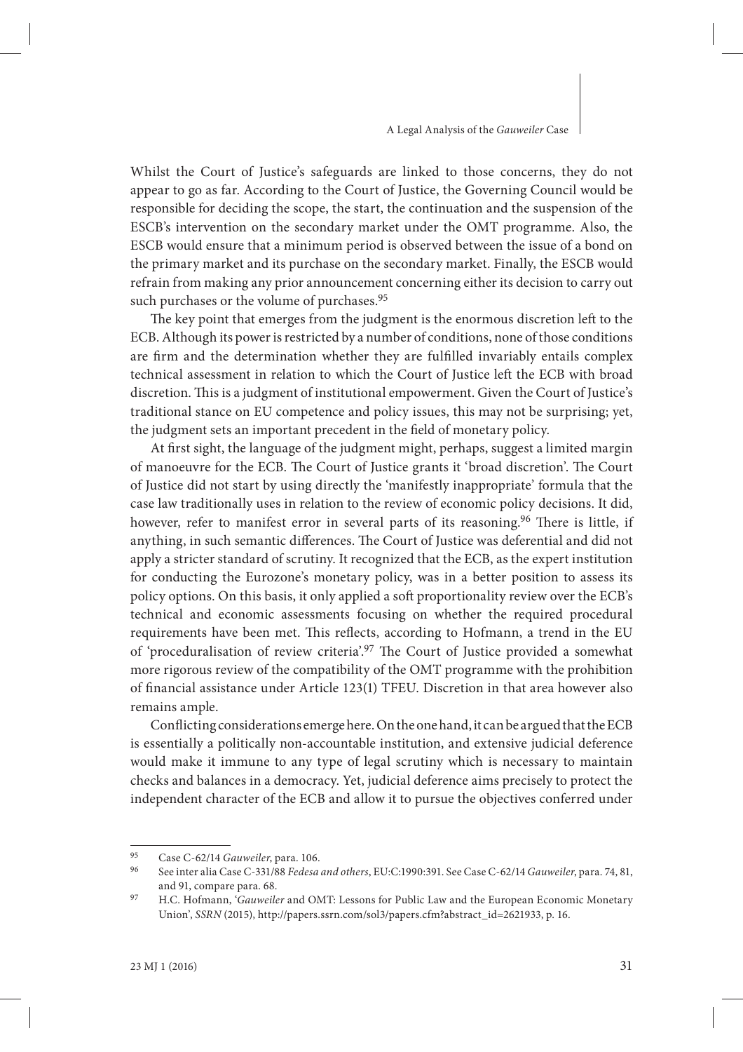Whilst the Court of Justice's safeguards are linked to those concerns, they do not appear to go as far. According to the Court of Justice, the Governing Council would be responsible for deciding the scope, the start, the continuation and the suspension of the ESCB's intervention on the secondary market under the OMT programme. Also, the ESCB would ensure that a minimum period is observed between the issue of a bond on the primary market and its purchase on the secondary market. Finally, the ESCB would refrain from making any prior announcement concerning either its decision to carry out such purchases or the volume of purchases.[95]

The key point that emerges from the judgment is the enormous discretion left to the ECB. Although its power is restricted by a number of conditions, none of those conditions are firm and the determination whether they are fulfilled invariably entails complex technical assessment in relation to which the Court of Justice left the ECB with broad discretion. This is a judgment of institutional empowerment. Given the Court of Justice's traditional stance on EU competence and policy issues, this may not be surprising; yet, the judgment sets an important precedent in the field of monetary policy.

At first sight, the language of the judgment might, perhaps, suggest a limited margin of manoeuvre for the ECB. The Court of Justice grants it 'broad discretion'. The Court of Justice did not start by using directly the 'manifestly inappropriate' formula that the case law traditionally uses in relation to the review of economic policy decisions. It did, however, refer to manifest error in several parts of its reasoning.[96] There is little, if anything, in such semantic differences. The Court of Justice was deferential and did not apply a stricter standard of scrutiny. It recognized that the ECB, as the expert institution for conducting the Eurozone's monetary policy, was in a better position to assess its policy options. On this basis, it only applied a soft proportionality review over the ECB's technical and economic assessments focusing on whether the required procedural requirements have been met. This reflects, according to Hofmann, a trend in the EU of 'proceduralisation of review criteria'.[97] The Court of Justice provided a somewhat more rigorous review of the compatibility of the OMT programme with the prohibition of financial assistance under Article 123(1) TFEU. Discretion in that area however also remains ample.

Conflicting considerations emerge here. On the one hand, it can be argued that the ECB is essentially a politically non-accountable institution, and extensive judicial deference would make it immune to any type of legal scrutiny which is necessary to maintain checks and balances in a democracy. Yet, judicial deference aims precisely to protect the independent character of the ECB and allow it to pursue the objectives conferred under

---

[95] Case C-62/14 *Gauweiler*, para. 106.

[96] See inter alia Case C-331/88 *Fedesa and others*, EU:C:1990:391. See Case C-62/14 *Gauweiler*, para. 74, 81, and 91, compare para. 68.

[97] H.C. Hofmann, '*Gauweiler* and OMT: Lessons for Public Law and the European Economic Monetary Union', *SSRN* (2015), http://papers.ssrn.com/sol3/papers.cfm?abstract_id=2621933, p. 16.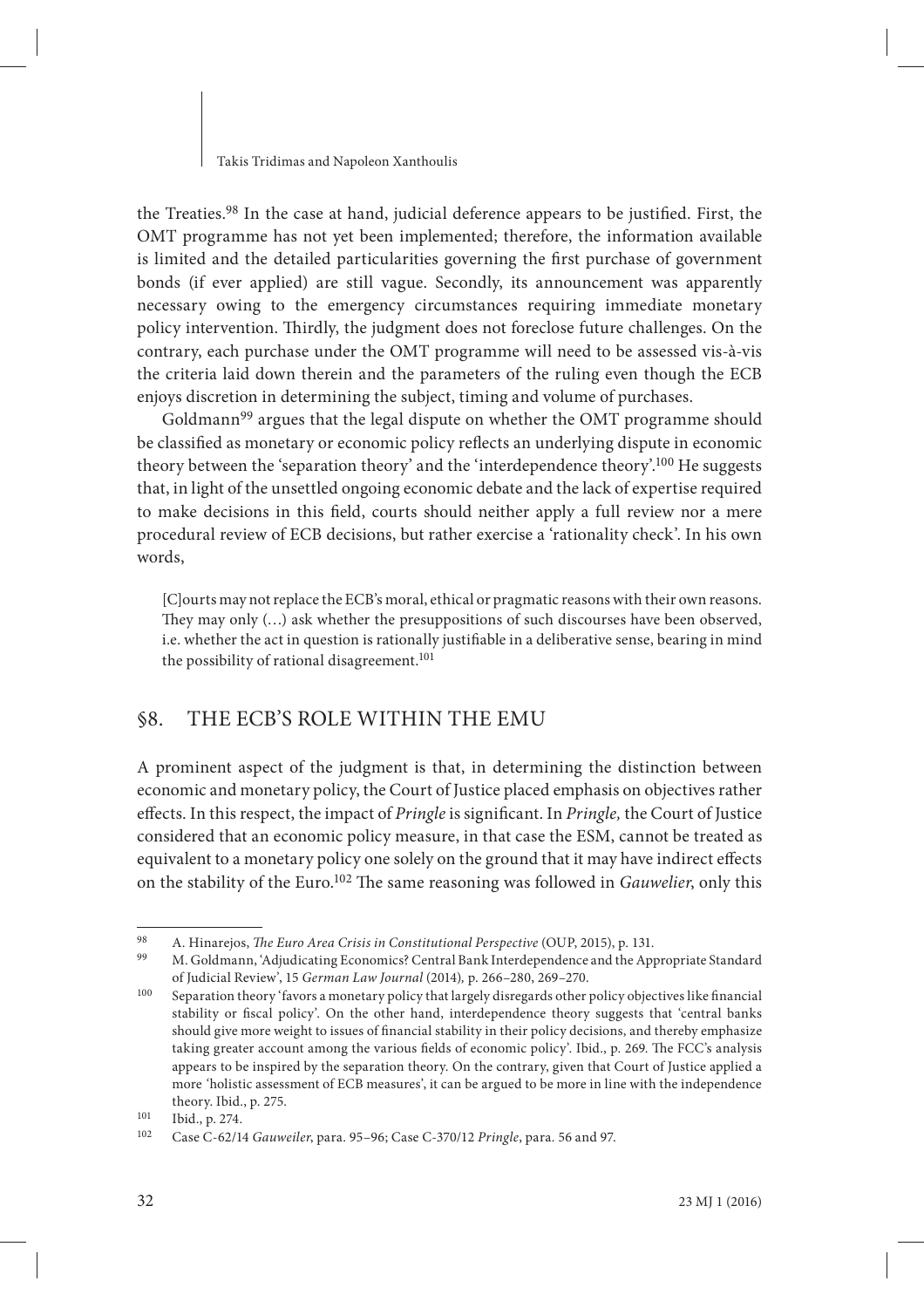the Treaties.[98] In the case at hand, judicial deference appears to be justified. First, the OMT programme has not yet been implemented; therefore, the information available is limited and the detailed particularities governing the first purchase of government bonds (if ever applied) are still vague. Secondly, its announcement was apparently necessary owing to the emergency circumstances requiring immediate monetary policy intervention. Thirdly, the judgment does not foreclose future challenges. On the contrary, each purchase under the OMT programme will need to be assessed vis-à-vis the criteria laid down therein and the parameters of the ruling even though the ECB enjoys discretion in determining the subject, timing and volume of purchases.

Goldmann[99] argues that the legal dispute on whether the OMT programme should be classified as monetary or economic policy reflects an underlying dispute in economic theory between the 'separation theory' and the 'interdependence theory'.[100] He suggests that, in light of the unsettled ongoing economic debate and the lack of expertise required to make decisions in this field, courts should neither apply a full review nor a mere procedural review of ECB decisions, but rather exercise a 'rationality check'. In his own words,

> [C]ourts may not replace the ECB's moral, ethical or pragmatic reasons with their own reasons. They may only (…) ask whether the presuppositions of such discourses have been observed, i.e. whether the act in question is rationally justifiable in a deliberative sense, bearing in mind the possibility of rational disagreement.[101]

## §8. THE ECB'S ROLE WITHIN THE EMU

A prominent aspect of the judgment is that, in determining the distinction between economic and monetary policy, the Court of Justice placed emphasis on objectives rather effects. In this respect, the impact of *Pringle* is significant. In *Pringle,* the Court of Justice considered that an economic policy measure, in that case the ESM, cannot be treated as equivalent to a monetary policy one solely on the ground that it may have indirect effects on the stability of the Euro.[102] The same reasoning was followed in *Gauwelier*, only this

---

[98] A. Hinarejos, *The Euro Area Crisis in Constitutional Perspective* (OUP, 2015), p. 131.

[99] M. Goldmann, 'Adjudicating Economics? Central Bank Interdependence and the Appropriate Standard of Judicial Review', 15 *German Law Journal* (2014), p. 266–280, 269–270.

[100] Separation theory 'favors a monetary policy that largely disregards other policy objectives like financial stability or fiscal policy'. On the other hand, interdependence theory suggests that 'central banks should give more weight to issues of financial stability in their policy decisions, and thereby emphasize taking greater account among the various fields of economic policy'. Ibid., p. 269. The FCC's analysis appears to be inspired by the separation theory. On the contrary, given that Court of Justice applied a more 'holistic assessment of ECB measures', it can be argued to be more in line with the independence theory. Ibid., p. 275.

[101] Ibid., p. 274.

[102] Case C-62/14 *Gauweiler*, para. 95–96; Case C-370/12 *Pringle*, para. 56 and 97.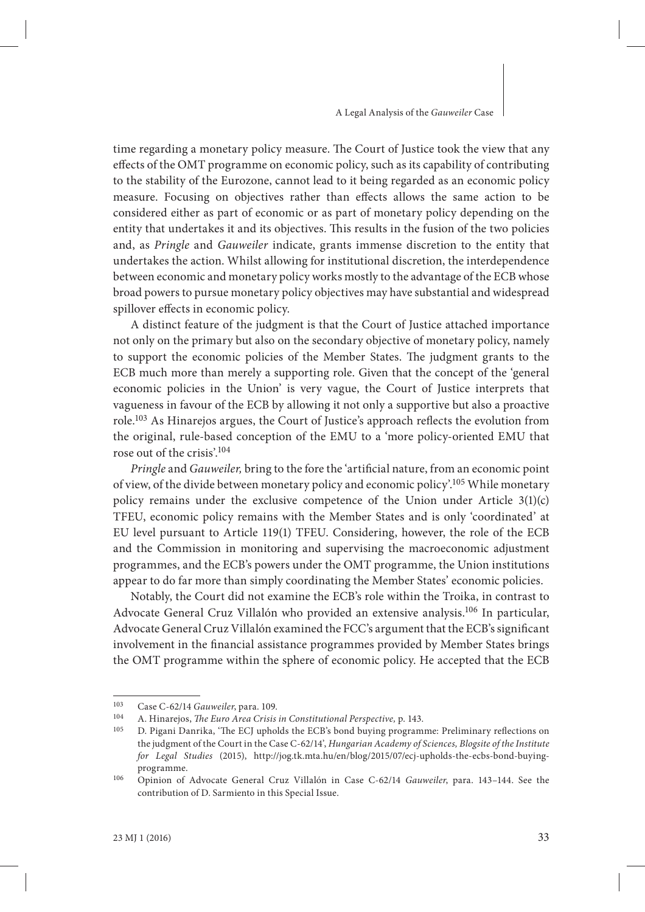time regarding a monetary policy measure. The Court of Justice took the view that any effects of the OMT programme on economic policy, such as its capability of contributing to the stability of the Eurozone, cannot lead to it being regarded as an economic policy measure. Focusing on objectives rather than effects allows the same action to be considered either as part of economic or as part of monetary policy depending on the entity that undertakes it and its objectives. This results in the fusion of the two policies and, as *Pringle* and *Gauweiler* indicate, grants immense discretion to the entity that undertakes the action. Whilst allowing for institutional discretion, the interdependence between economic and monetary policy works mostly to the advantage of the ECB whose broad powers to pursue monetary policy objectives may have substantial and widespread spillover effects in economic policy.

A distinct feature of the judgment is that the Court of Justice attached importance not only on the primary but also on the secondary objective of monetary policy, namely to support the economic policies of the Member States. The judgment grants to the ECB much more than merely a supporting role. Given that the concept of the 'general economic policies in the Union' is very vague, the Court of Justice interprets that vagueness in favour of the ECB by allowing it not only a supportive but also a proactive role.[103] As Hinarejos argues, the Court of Justice's approach reflects the evolution from the original, rule-based conception of the EMU to a 'more policy-oriented EMU that rose out of the crisis'.[104]

*Pringle* and *Gauweiler,* bring to the fore the 'artificial nature, from an economic point of view, of the divide between monetary policy and economic policy'.[105] While monetary policy remains under the exclusive competence of the Union under Article 3(1)(c) TFEU, economic policy remains with the Member States and is only 'coordinated' at EU level pursuant to Article 119(1) TFEU. Considering, however, the role of the ECB and the Commission in monitoring and supervising the macroeconomic adjustment programmes, and the ECB's powers under the OMT programme, the Union institutions appear to do far more than simply coordinating the Member States' economic policies.

Notably, the Court did not examine the ECB's role within the Troika, in contrast to Advocate General Cruz Villalón who provided an extensive analysis.[106] In particular, Advocate General Cruz Villalón examined the FCC's argument that the ECB's significant involvement in the financial assistance programmes provided by Member States brings the OMT programme within the sphere of economic policy. He accepted that the ECB

---

[103] Case C-62/14 *Gauweiler*, para. 109.

[104] A. Hinarejos, *The Euro Area Crisis in Constitutional Perspective,* p. 143.

[105] D. Pigani Danrika, 'The ECJ upholds the ECB's bond buying programme: Preliminary reflections on the judgment of the Court in the Case C-62/14', *Hungarian Academy of Sciences, Blogsite of the Institute for Legal Studies* (2015), http://jog.tk.mta.hu/en/blog/2015/07/ecj-upholds-the-ecbs-bond-buying-programme.

[106] Opinion of Advocate General Cruz Villalón in Case C-62/14 *Gauweiler*, para. 143–144. See the contribution of D. Sarmiento in this Special Issue.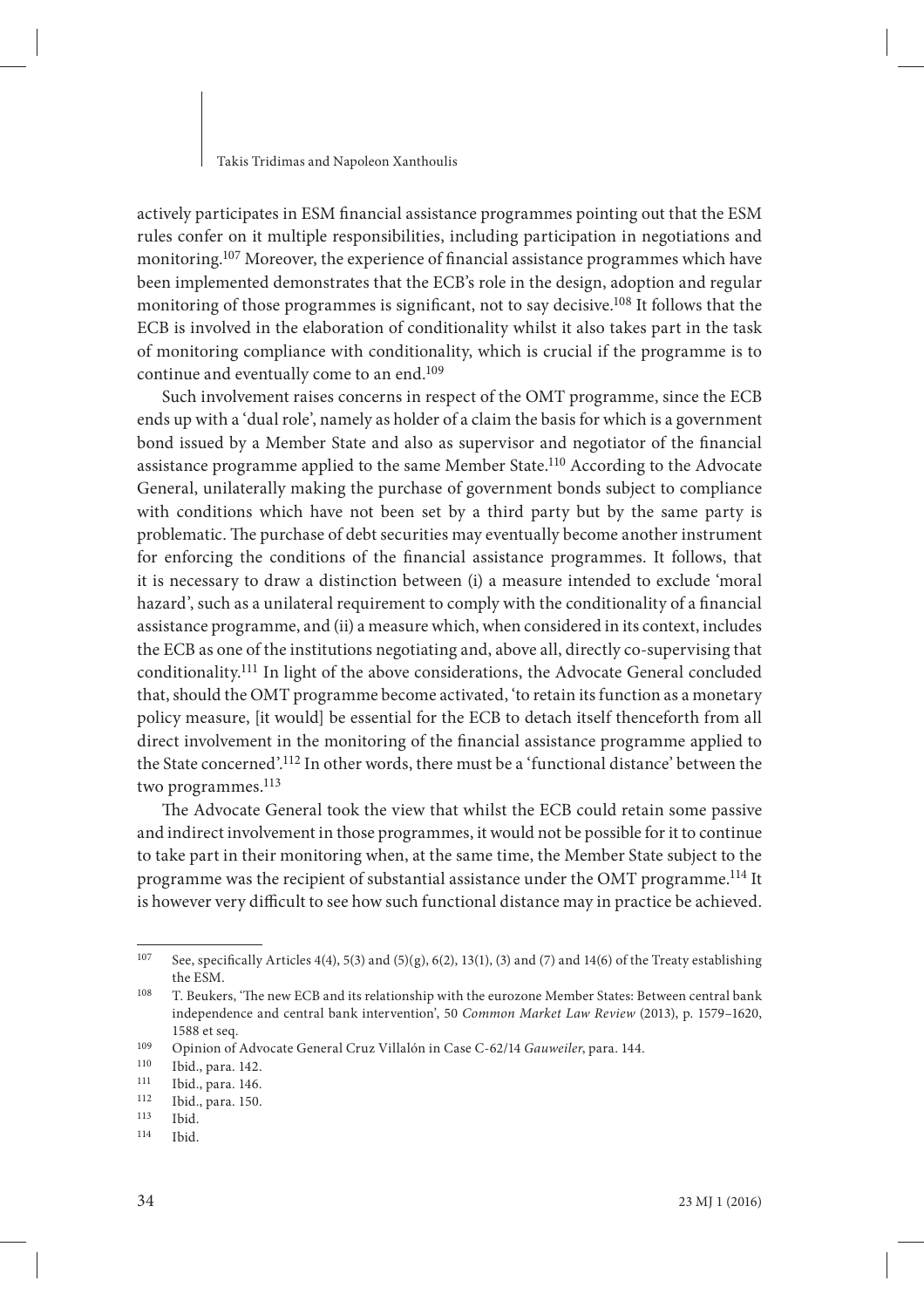actively participates in ESM financial assistance programmes pointing out that the ESM rules confer on it multiple responsibilities, including participation in negotiations and monitoring.[107] Moreover, the experience of financial assistance programmes which have been implemented demonstrates that the ECB's role in the design, adoption and regular monitoring of those programmes is significant, not to say decisive.[108] It follows that the ECB is involved in the elaboration of conditionality whilst it also takes part in the task of monitoring compliance with conditionality, which is crucial if the programme is to continue and eventually come to an end.[109]

Such involvement raises concerns in respect of the OMT programme, since the ECB ends up with a 'dual role', namely as holder of a claim the basis for which is a government bond issued by a Member State and also as supervisor and negotiator of the financial assistance programme applied to the same Member State.[110] According to the Advocate General, unilaterally making the purchase of government bonds subject to compliance with conditions which have not been set by a third party but by the same party is problematic. The purchase of debt securities may eventually become another instrument for enforcing the conditions of the financial assistance programmes. It follows, that it is necessary to draw a distinction between (i) a measure intended to exclude 'moral hazard', such as a unilateral requirement to comply with the conditionality of a financial assistance programme, and (ii) a measure which, when considered in its context, includes the ECB as one of the institutions negotiating and, above all, directly co-supervising that conditionality.[111] In light of the above considerations, the Advocate General concluded that, should the OMT programme become activated, 'to retain its function as a monetary policy measure, [it would] be essential for the ECB to detach itself thenceforth from all direct involvement in the monitoring of the financial assistance programme applied to the State concerned'.[112] In other words, there must be a 'functional distance' between the two programmes.[113]

The Advocate General took the view that whilst the ECB could retain some passive and indirect involvement in those programmes, it would not be possible for it to continue to take part in their monitoring when, at the same time, the Member State subject to the programme was the recipient of substantial assistance under the OMT programme.[114] It is however very difficult to see how such functional distance may in practice be achieved.

---

[107] See, specifically Articles 4(4), 5(3) and (5)(g), 6(2), 13(1), (3) and (7) and 14(6) of the Treaty establishing the ESM.

[108] T. Beukers, 'The new ECB and its relationship with the eurozone Member States: Between central bank independence and central bank intervention', 50 *Common Market Law Review* (2013), p. 1579–1620, 1588 et seq.

[109] Opinion of Advocate General Cruz Villalón in Case C-62/14 *Gauweiler*, para. 144.

[110] Ibid., para. 142.

[111] Ibid., para. 146.

[112] Ibid., para. 150.

[113] Ibid.

[114] Ibid.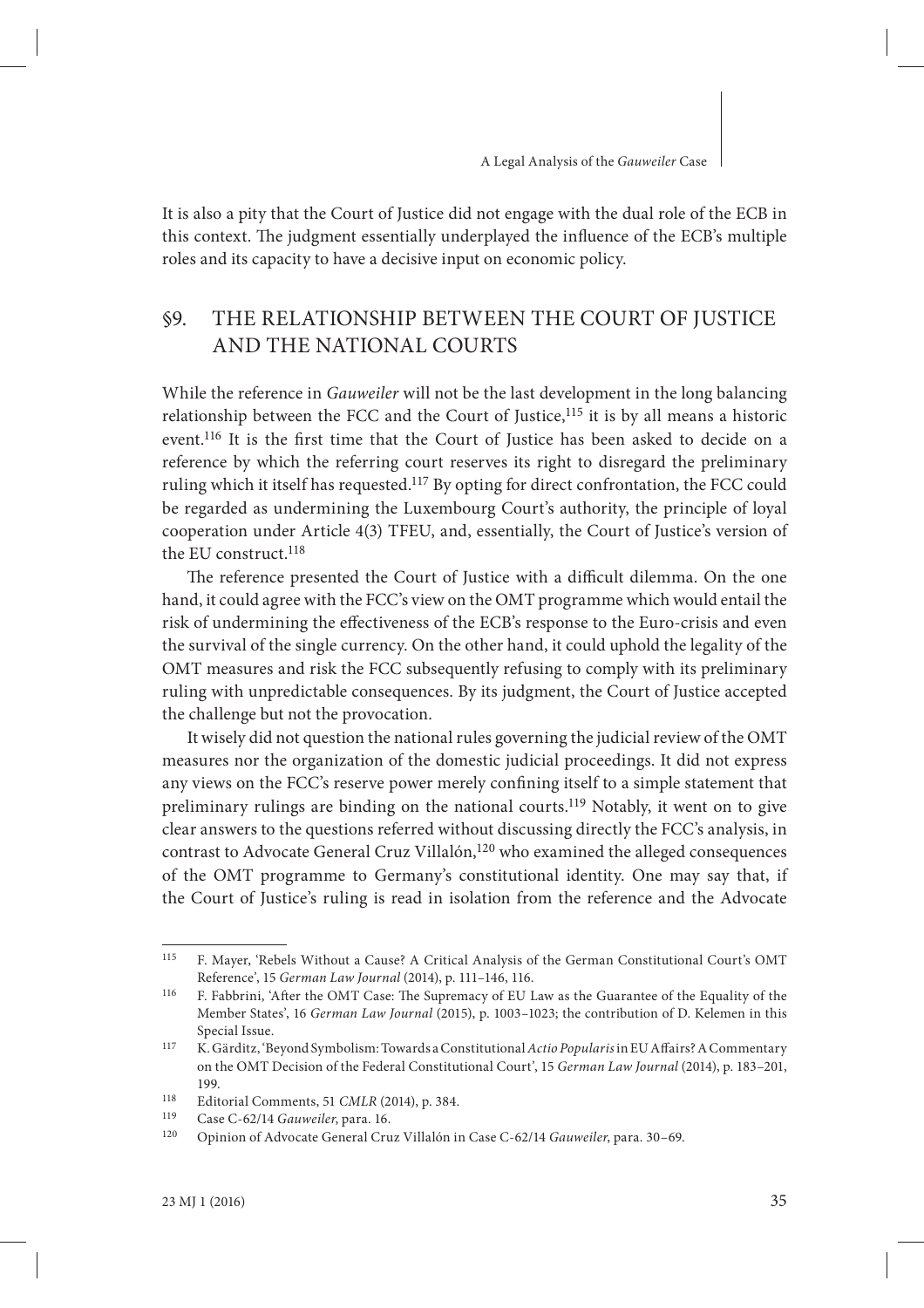It is also a pity that the Court of Justice did not engage with the dual role of the ECB in this context. The judgment essentially underplayed the influence of the ECB's multiple roles and its capacity to have a decisive input on economic policy.

## §9. THE RELATIONSHIP BETWEEN THE COURT OF JUSTICE AND THE NATIONAL COURTS

While the reference in *Gauweiler* will not be the last development in the long balancing relationship between the FCC and the Court of Justice,[115] it is by all means a historic event.[116] It is the first time that the Court of Justice has been asked to decide on a reference by which the referring court reserves its right to disregard the preliminary ruling which it itself has requested.[117] By opting for direct confrontation, the FCC could be regarded as undermining the Luxembourg Court's authority, the principle of loyal cooperation under Article 4(3) TFEU, and, essentially, the Court of Justice's version of the EU construct.[118]

The reference presented the Court of Justice with a difficult dilemma. On the one hand, it could agree with the FCC's view on the OMT programme which would entail the risk of undermining the effectiveness of the ECB's response to the Euro-crisis and even the survival of the single currency. On the other hand, it could uphold the legality of the OMT measures and risk the FCC subsequently refusing to comply with its preliminary ruling with unpredictable consequences. By its judgment, the Court of Justice accepted the challenge but not the provocation.

It wisely did not question the national rules governing the judicial review of the OMT measures nor the organization of the domestic judicial proceedings. It did not express any views on the FCC's reserve power merely confining itself to a simple statement that preliminary rulings are binding on the national courts.[119] Notably, it went on to give clear answers to the questions referred without discussing directly the FCC's analysis, in contrast to Advocate General Cruz Villalón,[120] who examined the alleged consequences of the OMT programme to Germany's constitutional identity. One may say that, if the Court of Justice's ruling is read in isolation from the reference and the Advocate

---

[115] F. Mayer, 'Rebels Without a Cause? A Critical Analysis of the German Constitutional Court's OMT Reference', 15 *German Law Journal* (2014), p. 111–146, 116.

[116] F. Fabbrini, 'After the OMT Case: The Supremacy of EU Law as the Guarantee of the Equality of the Member States', 16 *German Law Journal* (2015), p. 1003–1023; the contribution of D. Kelemen in this Special Issue.

[117] K. Gärditz, 'Beyond Symbolism: Towards a Constitutional *Actio Popularis* in EU Affairs? A Commentary on the OMT Decision of the Federal Constitutional Court', 15 *German Law Journal* (2014), p. 183–201, 199.

[118] Editorial Comments, 51 *CMLR* (2014), p. 384.

[119] Case C-62/14 *Gauweiler*, para. 16.

[120] Opinion of Advocate General Cruz Villalón in Case C-62/14 *Gauweiler*, para. 30–69.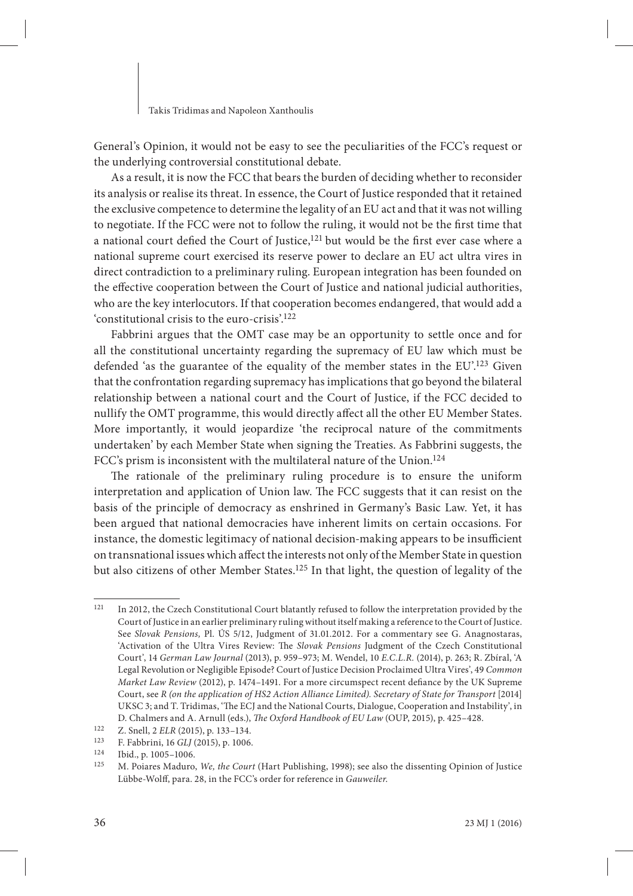General's Opinion, it would not be easy to see the peculiarities of the FCC's request or the underlying controversial constitutional debate.

As a result, it is now the FCC that bears the burden of deciding whether to reconsider its analysis or realise its threat. In essence, the Court of Justice responded that it retained the exclusive competence to determine the legality of an EU act and that it was not willing to negotiate. If the FCC were not to follow the ruling, it would not be the first time that a national court defied the Court of Justice,[121] but would be the first ever case where a national supreme court exercised its reserve power to declare an EU act ultra vires in direct contradiction to a preliminary ruling. European integration has been founded on the effective cooperation between the Court of Justice and national judicial authorities, who are the key interlocutors. If that cooperation becomes endangered, that would add a 'constitutional crisis to the euro-crisis'.[122]

Fabbrini argues that the OMT case may be an opportunity to settle once and for all the constitutional uncertainty regarding the supremacy of EU law which must be defended 'as the guarantee of the equality of the member states in the EU'.[123] Given that the confrontation regarding supremacy has implications that go beyond the bilateral relationship between a national court and the Court of Justice, if the FCC decided to nullify the OMT programme, this would directly affect all the other EU Member States. More importantly, it would jeopardize 'the reciprocal nature of the commitments undertaken' by each Member State when signing the Treaties. As Fabbrini suggests, the FCC's prism is inconsistent with the multilateral nature of the Union.[124]

The rationale of the preliminary ruling procedure is to ensure the uniform interpretation and application of Union law. The FCC suggests that it can resist on the basis of the principle of democracy as enshrined in Germany's Basic Law. Yet, it has been argued that national democracies have inherent limits on certain occasions. For instance, the domestic legitimacy of national decision-making appears to be insufficient on transnational issues which affect the interests not only of the Member State in question but also citizens of other Member States.[125] In that light, the question of legality of the

---

[121] In 2012, the Czech Constitutional Court blatantly refused to follow the interpretation provided by the Court of Justice in an earlier preliminary ruling without itself making a reference to the Court of Justice. See *Slovak Pensions,* Pl. ÚS 5/12, Judgment of 31.01.2012. For a commentary see G. Anagnostaras, 'Activation of the Ultra Vires Review: The *Slovak Pensions* Judgment of the Czech Constitutional Court', 14 *German Law Journal* (2013), p. 959–973; M. Wendel, 10 *E.C.L.R.* (2014), p. 263; R. Zbíral, 'A Legal Revolution or Negligible Episode? Court of Justice Decision Proclaimed Ultra Vires', 49 *Common Market Law Review* (2012), p. 1474–1491. For a more circumspect recent defiance by the UK Supreme Court, see *R (on the application of HS2 Action Alliance Limited). Secretary of State for Transport* [2014] UKSC 3; and T. Tridimas, 'The ECJ and the National Courts, Dialogue, Cooperation and Instability', in D. Chalmers and A. Arnull (eds.), *The Oxford Handbook of EU Law* (OUP, 2015), p. 425–428.

[122] Z. Snell, 2 *ELR* (2015), p. 133–134.

[123] F. Fabbrini, 16 *GLJ* (2015), p. 1006.

[124] Ibid., p. 1005–1006.

[125] M. Poiares Maduro, *We, the Court* (Hart Publishing, 1998); see also the dissenting Opinion of Justice Lübbe-Wolff, para. 28, in the FCC's order for reference in *Gauweiler*.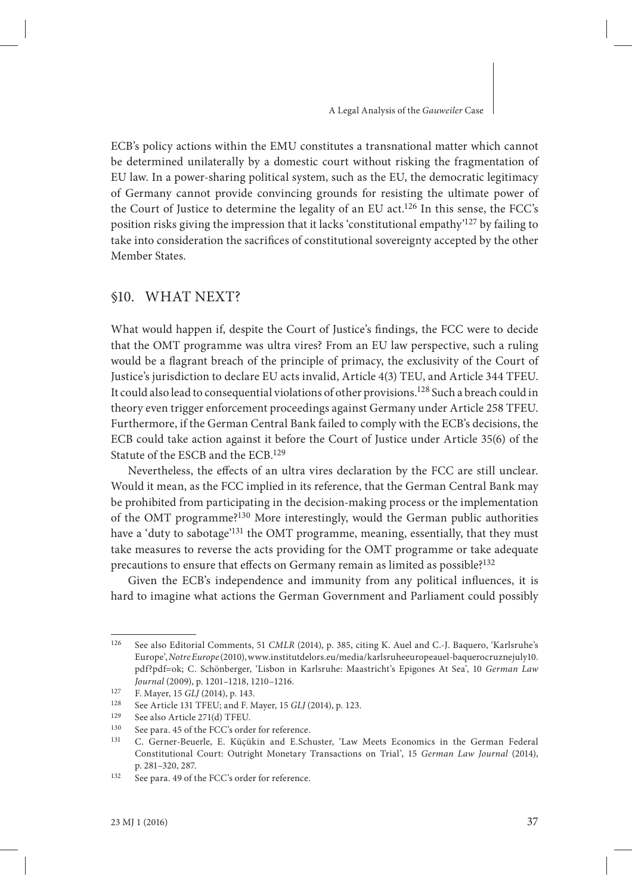ECB's policy actions within the EMU constitutes a transnational matter which cannot be determined unilaterally by a domestic court without risking the fragmentation of EU law. In a power-sharing political system, such as the EU, the democratic legitimacy of Germany cannot provide convincing grounds for resisting the ultimate power of the Court of Justice to determine the legality of an EU act.[126] In this sense, the FCC's position risks giving the impression that it lacks 'constitutional empathy'[127] by failing to take into consideration the sacrifices of constitutional sovereignty accepted by the other Member States.

## §10. WHAT NEXT?

What would happen if, despite the Court of Justice's findings, the FCC were to decide that the OMT programme was ultra vires? From an EU law perspective, such a ruling would be a flagrant breach of the principle of primacy, the exclusivity of the Court of Justice's jurisdiction to declare EU acts invalid, Article 4(3) TEU, and Article 344 TFEU. It could also lead to consequential violations of other provisions.[128] Such a breach could in theory even trigger enforcement proceedings against Germany under Article 258 TFEU. Furthermore, if the German Central Bank failed to comply with the ECB's decisions, the ECB could take action against it before the Court of Justice under Article 35(6) of the Statute of the ESCB and the ECB.[129]

Nevertheless, the effects of an ultra vires declaration by the FCC are still unclear. Would it mean, as the FCC implied in its reference, that the German Central Bank may be prohibited from participating in the decision-making process or the implementation of the OMT programme?[130] More interestingly, would the German public authorities have a 'duty to sabotage'[131] the OMT programme, meaning, essentially, that they must take measures to reverse the acts providing for the OMT programme or take adequate precautions to ensure that effects on Germany remain as limited as possible?[132]

Given the ECB's independence and immunity from any political influences, it is hard to imagine what actions the German Government and Parliament could possibly

---

[126] See also Editorial Comments, 51 *CMLR* (2014), p. 385, citing K. Auel and C.-J. Baquero, 'Karlsruhe's Europe', *Notre Europe* (2010), www.institutdelors.eu/media/karlsruheeuropeauel-baquerocruznejuly10.pdf?pdf=ok; C. Schönberger, 'Lisbon in Karlsruhe: Maastricht's Epigones At Sea', 10 *German Law Journal* (2009), p. 1201–1218, 1210–1216.

[127] F. Mayer, 15 *GLJ* (2014), p. 143.

[128] See Article 131 TFEU; and F. Mayer, 15 *GLJ* (2014), p. 123.

[129] See also Article 271(d) TFEU.

[130] See para. 45 of the FCC's order for reference.

[131] C. Gerner-Beuerle, E. Küçükin and E.Schuster, 'Law Meets Economics in the German Federal Constitutional Court: Outright Monetary Transactions on Trial', 15 *German Law Journal* (2014), p. 281–320, 287.

[132] See para. 49 of the FCC's order for reference.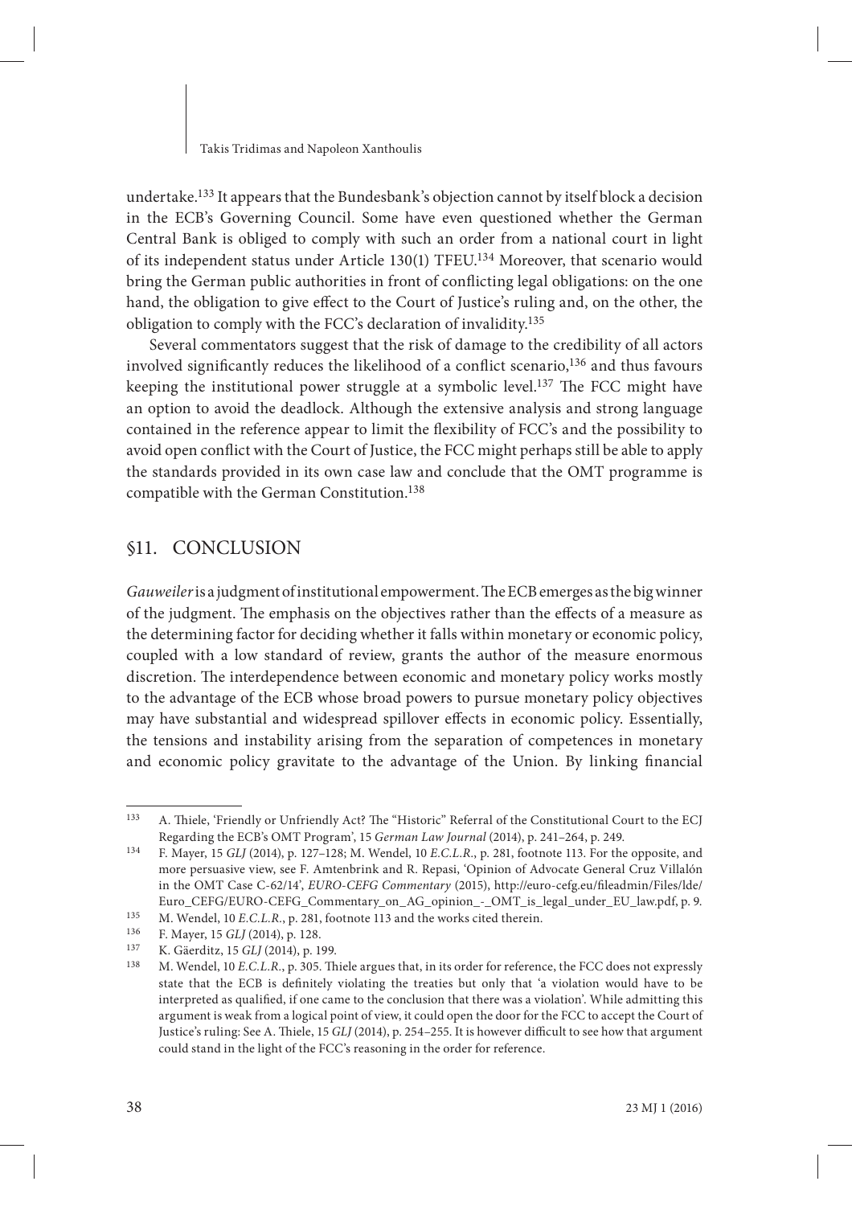undertake.[133] It appears that the Bundesbank's objection cannot by itself block a decision in the ECB's Governing Council. Some have even questioned whether the German Central Bank is obliged to comply with such an order from a national court in light of its independent status under Article 130(1) TFEU.[134] Moreover, that scenario would bring the German public authorities in front of conflicting legal obligations: on the one hand, the obligation to give effect to the Court of Justice's ruling and, on the other, the obligation to comply with the FCC's declaration of invalidity.[135]

Several commentators suggest that the risk of damage to the credibility of all actors involved significantly reduces the likelihood of a conflict scenario,[136] and thus favours keeping the institutional power struggle at a symbolic level.[137] The FCC might have an option to avoid the deadlock. Although the extensive analysis and strong language contained in the reference appear to limit the flexibility of FCC's and the possibility to avoid open conflict with the Court of Justice, the FCC might perhaps still be able to apply the standards provided in its own case law and conclude that the OMT programme is compatible with the German Constitution.[138]

## §11. CONCLUSION

*Gauweiler* is a judgment of institutional empowerment. The ECB emerges as the big winner of the judgment. The emphasis on the objectives rather than the effects of a measure as the determining factor for deciding whether it falls within monetary or economic policy, coupled with a low standard of review, grants the author of the measure enormous discretion. The interdependence between economic and monetary policy works mostly to the advantage of the ECB whose broad powers to pursue monetary policy objectives may have substantial and widespread spillover effects in economic policy. Essentially, the tensions and instability arising from the separation of competences in monetary and economic policy gravitate to the advantage of the Union. By linking financial

---

[133] A. Thiele, 'Friendly or Unfriendly Act? The "Historic" Referral of the Constitutional Court to the ECJ Regarding the ECB's OMT Program', 15 *German Law Journal* (2014), p. 241–264, p. 249.

[134] F. Mayer, 15 *GLJ* (2014), p. 127–128; M. Wendel, 10 *E.C.L.R.*, p. 281, footnote 113. For the opposite, and more persuasive view, see F. Amtenbrink and R. Repasi, 'Opinion of Advocate General Cruz Villalón in the OMT Case C-62/14', *EURO-CEFG Commentary* (2015), http://euro-cefg.eu/fileadmin/Files/lde/Euro_CEFG/EURO-CEFG_Commentary_on_AG_opinion_-_OMT_is_legal_under_EU_law.pdf, p. 9.

[135] M. Wendel, 10 *E.C.L.R.*, p. 281, footnote 113 and the works cited therein.

[136] F. Mayer, 15 *GLJ* (2014), p. 128.

[137] K. Gäerditz, 15 *GLJ* (2014), p. 199.

[138] M. Wendel, 10 *E.C.L.R.*, p. 305. Thiele argues that, in its order for reference, the FCC does not expressly state that the ECB is definitely violating the treaties but only that 'a violation would have to be interpreted as qualified, if one came to the conclusion that there was a violation'. While admitting this argument is weak from a logical point of view, it could open the door for the FCC to accept the Court of Justice's ruling: See A. Thiele, 15 *GLJ* (2014), p. 254–255. It is however difficult to see how that argument could stand in the light of the FCC's reasoning in the order for reference.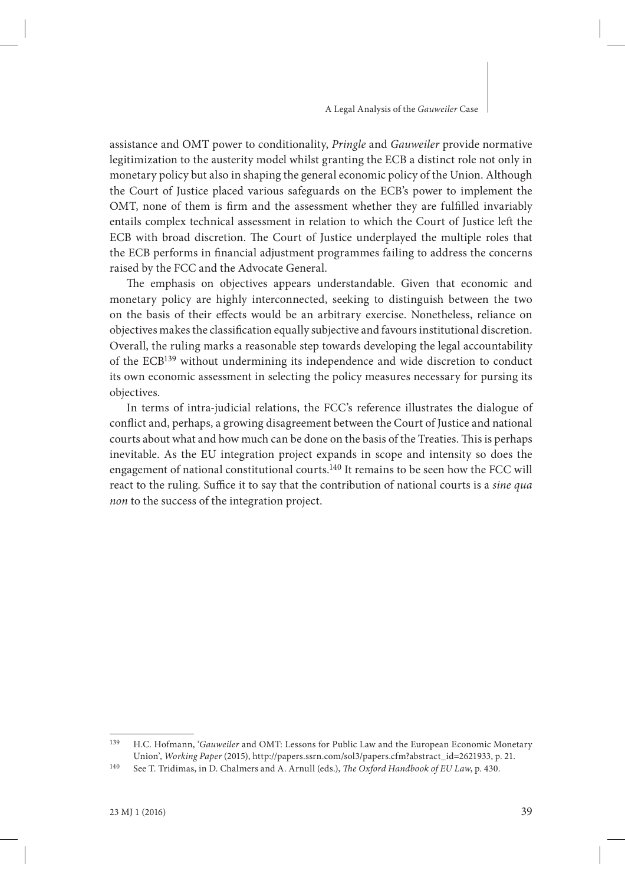assistance and OMT power to conditionality, *Pringle* and *Gauweiler* provide normative legitimization to the austerity model whilst granting the ECB a distinct role not only in monetary policy but also in shaping the general economic policy of the Union. Although the Court of Justice placed various safeguards on the ECB's power to implement the OMT, none of them is firm and the assessment whether they are fulfilled invariably entails complex technical assessment in relation to which the Court of Justice left the ECB with broad discretion. The Court of Justice underplayed the multiple roles that the ECB performs in financial adjustment programmes failing to address the concerns raised by the FCC and the Advocate General.

The emphasis on objectives appears understandable. Given that economic and monetary policy are highly interconnected, seeking to distinguish between the two on the basis of their effects would be an arbitrary exercise. Nonetheless, reliance on objectives makes the classification equally subjective and favours institutional discretion. Overall, the ruling marks a reasonable step towards developing the legal accountability of the ECB[139] without undermining its independence and wide discretion to conduct its own economic assessment in selecting the policy measures necessary for pursing its objectives.

In terms of intra-judicial relations, the FCC's reference illustrates the dialogue of conflict and, perhaps, a growing disagreement between the Court of Justice and national courts about what and how much can be done on the basis of the Treaties. This is perhaps inevitable. As the EU integration project expands in scope and intensity so does the engagement of national constitutional courts.[140] It remains to be seen how the FCC will react to the ruling. Suffice it to say that the contribution of national courts is a *sine qua non* to the success of the integration project.

---

[139] H.C. Hofmann, '*Gauweiler* and OMT: Lessons for Public Law and the European Economic Monetary Union', *Working Paper* (2015), http://papers.ssrn.com/sol3/papers.cfm?abstract_id=2621933, p. 21.

[140] See T. Tridimas, in D. Chalmers and A. Arnull (eds.), *The Oxford Handbook of EU Law*, p. 430.